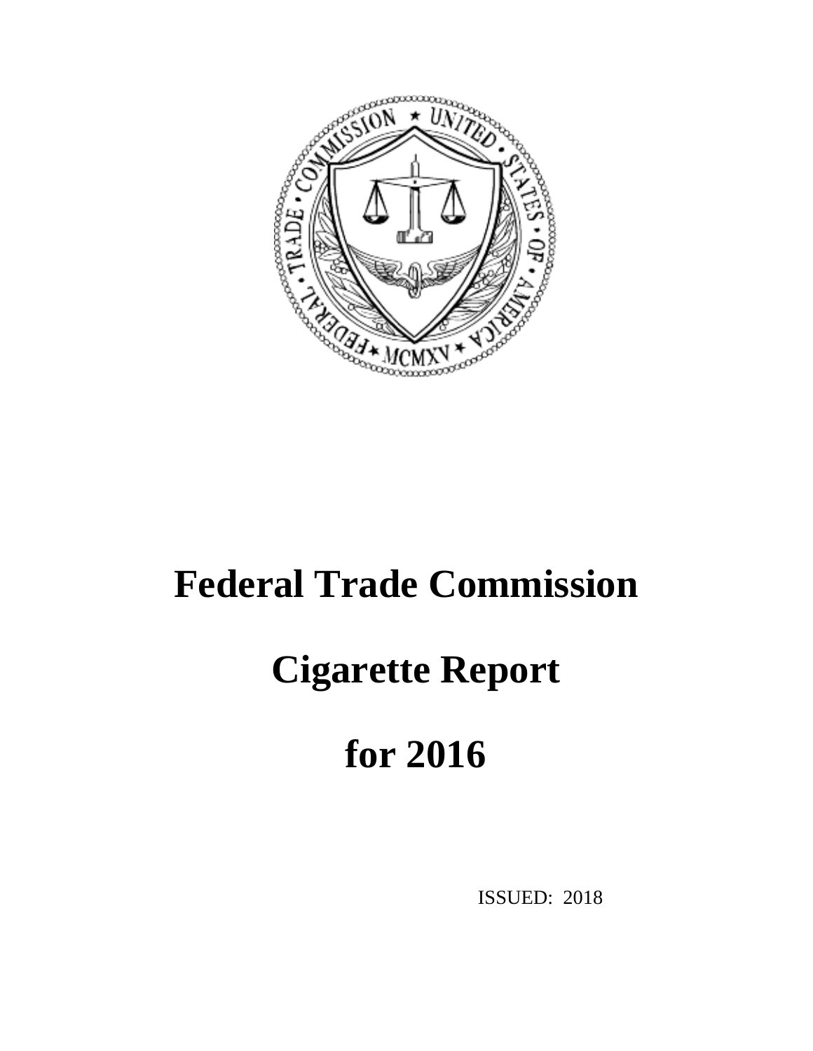# Federal Trade Commission

# Cigarette Report

# for 2016

ISSUED: 2018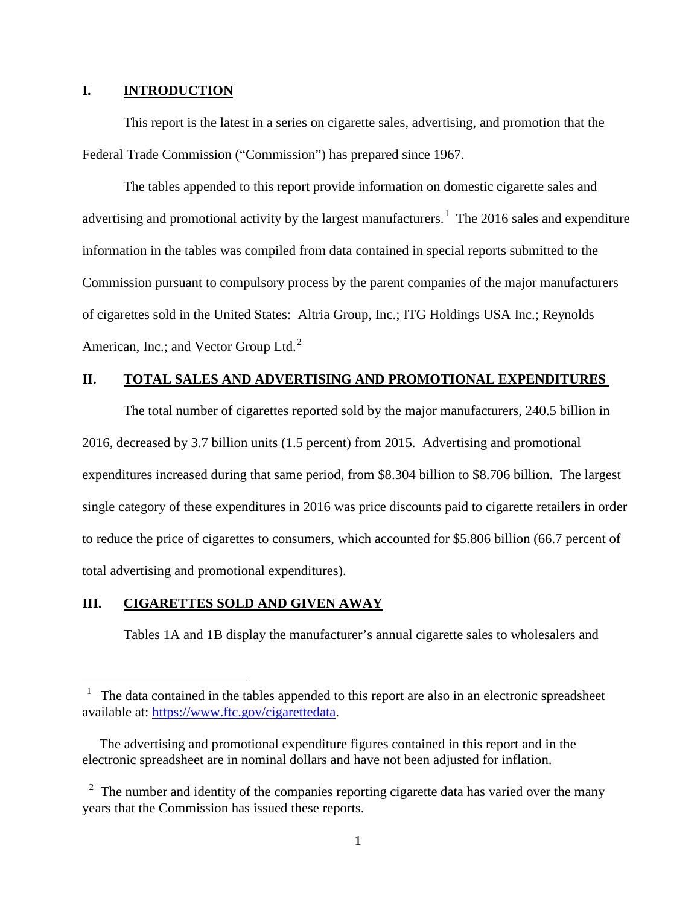## I. INTRODUCTION

This report is the latest in a series on cigarette sales, advertising, and promotion that the Federal Trade Commission ("Commission") has prepared since 1967.

The tables appended to this report provide information on domestic cigarette sales and advertising and promotional activity by the largest manufacturers.[1] The 2016 sales and expenditure information in the tables was compiled from data contained in special reports submitted to the Commission pursuant to compulsory process by the parent companies of the major manufacturers of cigarettes sold in the United States: Altria Group, Inc.; ITG Holdings USA Inc.; Reynolds American, Inc.; and Vector Group Ltd.[2]

## II. TOTAL SALES AND ADVERTISING AND PROMOTIONAL EXPENDITURES

The total number of cigarettes reported sold by the major manufacturers, 240.5 billion in 2016, decreased by 3.7 billion units (1.5 percent) from 2015. Advertising and promotional expenditures increased during that same period, from \$8.304 billion to \$8.706 billion. The largest single category of these expenditures in 2016 was price discounts paid to cigarette retailers in order to reduce the price of cigarettes to consumers, which accounted for \$5.806 billion (66.7 percent of total advertising and promotional expenditures).

## III. CIGARETTES SOLD AND GIVEN AWAY

Tables 1A and 1B display the manufacturer's annual cigarette sales to wholesalers and

---

[1] The data contained in the tables appended to this report are also in an electronic spreadsheet available at: https://www.ftc.gov/cigarettedata.

The advertising and promotional expenditure figures contained in this report and in the electronic spreadsheet are in nominal dollars and have not been adjusted for inflation.

[2] The number and identity of the companies reporting cigarette data has varied over the many years that the Commission has issued these reports.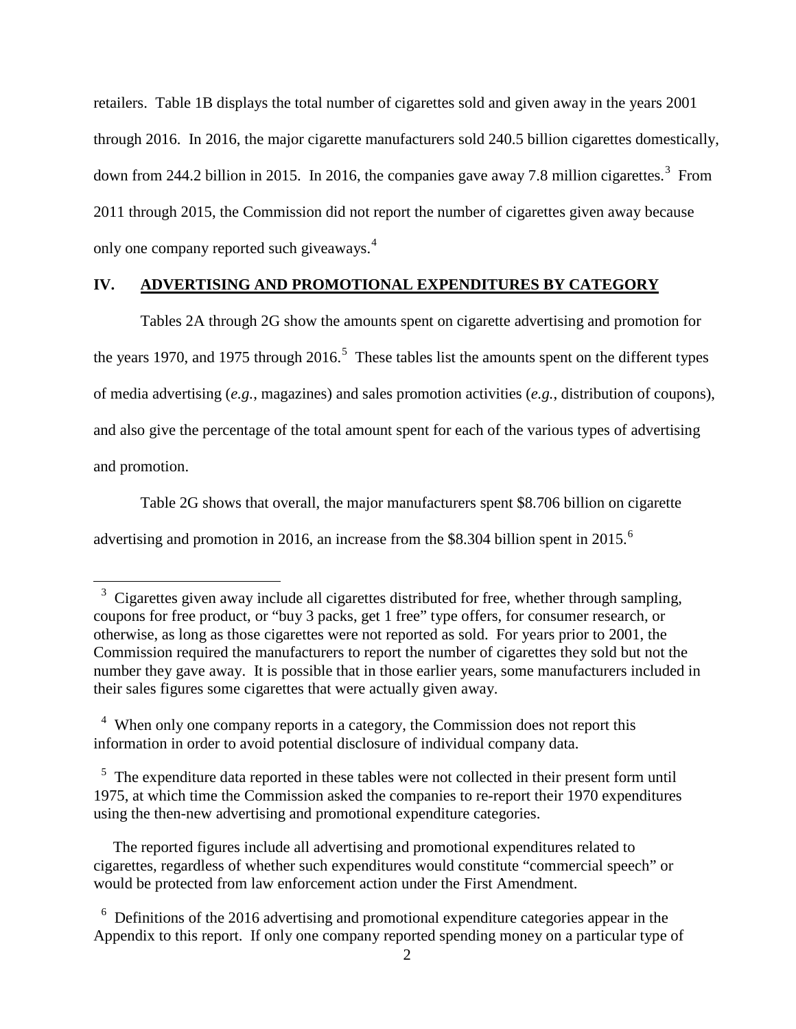retailers. Table 1B displays the total number of cigarettes sold and given away in the years 2001 through 2016. In 2016, the major cigarette manufacturers sold 240.5 billion cigarettes domestically, down from 244.2 billion in 2015. In 2016, the companies gave away 7.8 million cigarettes.[3] From 2011 through 2015, the Commission did not report the number of cigarettes given away because only one company reported such giveaways.[4]

## IV. ADVERTISING AND PROMOTIONAL EXPENDITURES BY CATEGORY

Tables 2A through 2G show the amounts spent on cigarette advertising and promotion for the years 1970, and 1975 through 2016.[5] These tables list the amounts spent on the different types of media advertising (*e.g.*, magazines) and sales promotion activities (*e.g.*, distribution of coupons), and also give the percentage of the total amount spent for each of the various types of advertising and promotion.

Table 2G shows that overall, the major manufacturers spent $8.706 billion on cigarette advertising and promotion in 2016, an increase from the $8.304 billion spent in 2015.[6]

---

[3] Cigarettes given away include all cigarettes distributed for free, whether through sampling, coupons for free product, or "buy 3 packs, get 1 free" type offers, for consumer research, or otherwise, as long as those cigarettes were not reported as sold. For years prior to 2001, the Commission required the manufacturers to report the number of cigarettes they sold but not the number they gave away. It is possible that in those earlier years, some manufacturers included in their sales figures some cigarettes that were actually given away.

[4] When only one company reports in a category, the Commission does not report this information in order to avoid potential disclosure of individual company data.

[5] The expenditure data reported in these tables were not collected in their present form until 1975, at which time the Commission asked the companies to re-report their 1970 expenditures using the then-new advertising and promotional expenditure categories.

The reported figures include all advertising and promotional expenditures related to cigarettes, regardless of whether such expenditures would constitute "commercial speech" or would be protected from law enforcement action under the First Amendment.

[6] Definitions of the 2016 advertising and promotional expenditure categories appear in the Appendix to this report. If only one company reported spending money on a particular type of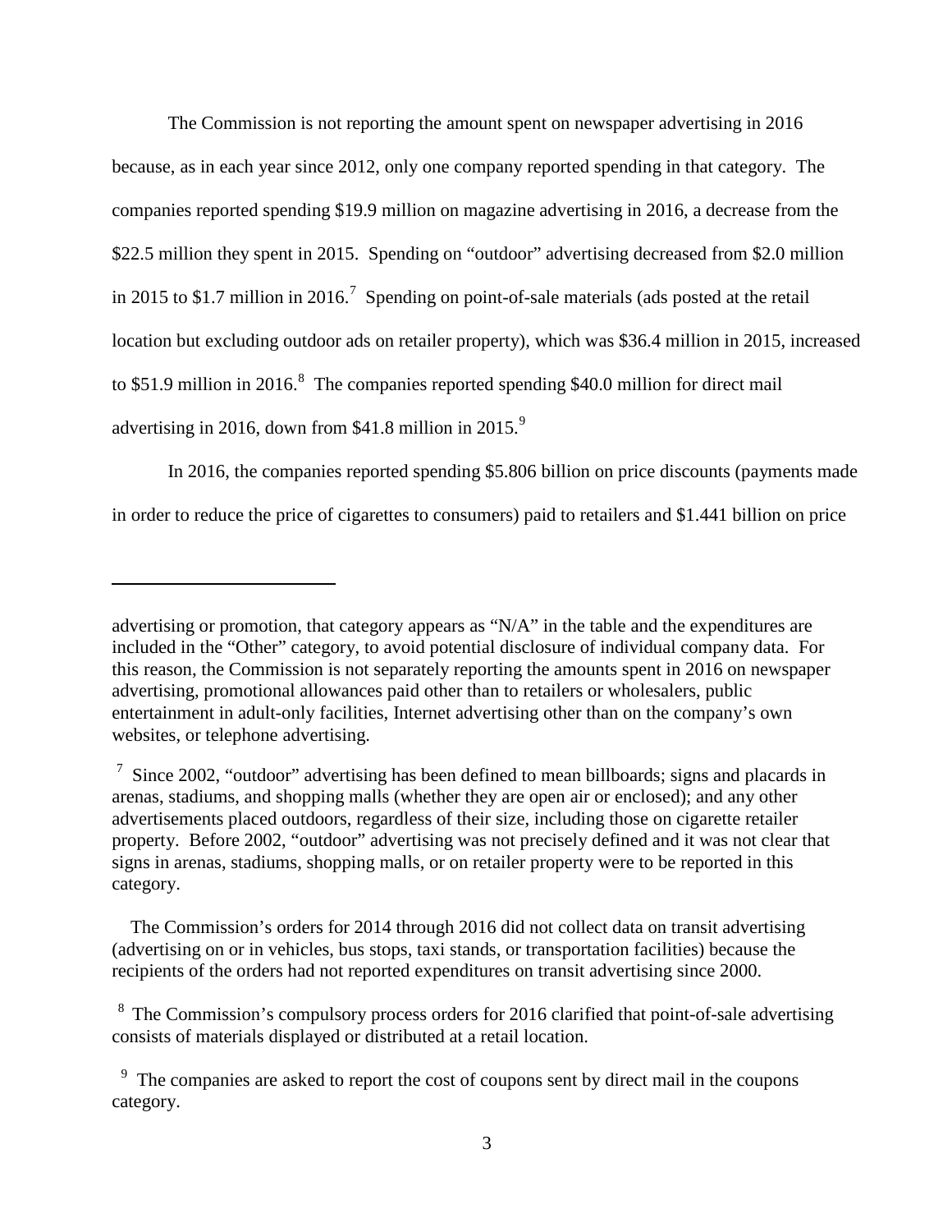The Commission is not reporting the amount spent on newspaper advertising in 2016 because, as in each year since 2012, only one company reported spending in that category. The companies reported spending $19.9 million on magazine advertising in 2016, a decrease from the $22.5 million they spent in 2015. Spending on "outdoor" advertising decreased from $2.0 million in 2015 to $1.7 million in 2016.[7] Spending on point-of-sale materials (ads posted at the retail location but excluding outdoor ads on retailer property), which was $36.4 million in 2015, increased to $51.9 million in 2016.[8] The companies reported spending $40.0 million for direct mail advertising in 2016, down from $41.8 million in 2015.[9]

In 2016, the companies reported spending $5.806 billion on price discounts (payments made in order to reduce the price of cigarettes to consumers) paid to retailers and $1.441 billion on price

---

advertising or promotion, that category appears as "N/A" in the table and the expenditures are included in the "Other" category, to avoid potential disclosure of individual company data. For this reason, the Commission is not separately reporting the amounts spent in 2016 on newspaper advertising, promotional allowances paid other than to retailers or wholesalers, public entertainment in adult-only facilities, Internet advertising other than on the company's own websites, or telephone advertising.

[7] Since 2002, "outdoor" advertising has been defined to mean billboards; signs and placards in arenas, stadiums, and shopping malls (whether they are open air or enclosed); and any other advertisements placed outdoors, regardless of their size, including those on cigarette retailer property. Before 2002, "outdoor" advertising was not precisely defined and it was not clear that signs in arenas, stadiums, shopping malls, or on retailer property were to be reported in this category.

The Commission's orders for 2014 through 2016 did not collect data on transit advertising (advertising on or in vehicles, bus stops, taxi stands, or transportation facilities) because the recipients of the orders had not reported expenditures on transit advertising since 2000.

[8] The Commission's compulsory process orders for 2016 clarified that point-of-sale advertising consists of materials displayed or distributed at a retail location.

[9] The companies are asked to report the cost of coupons sent by direct mail in the coupons category.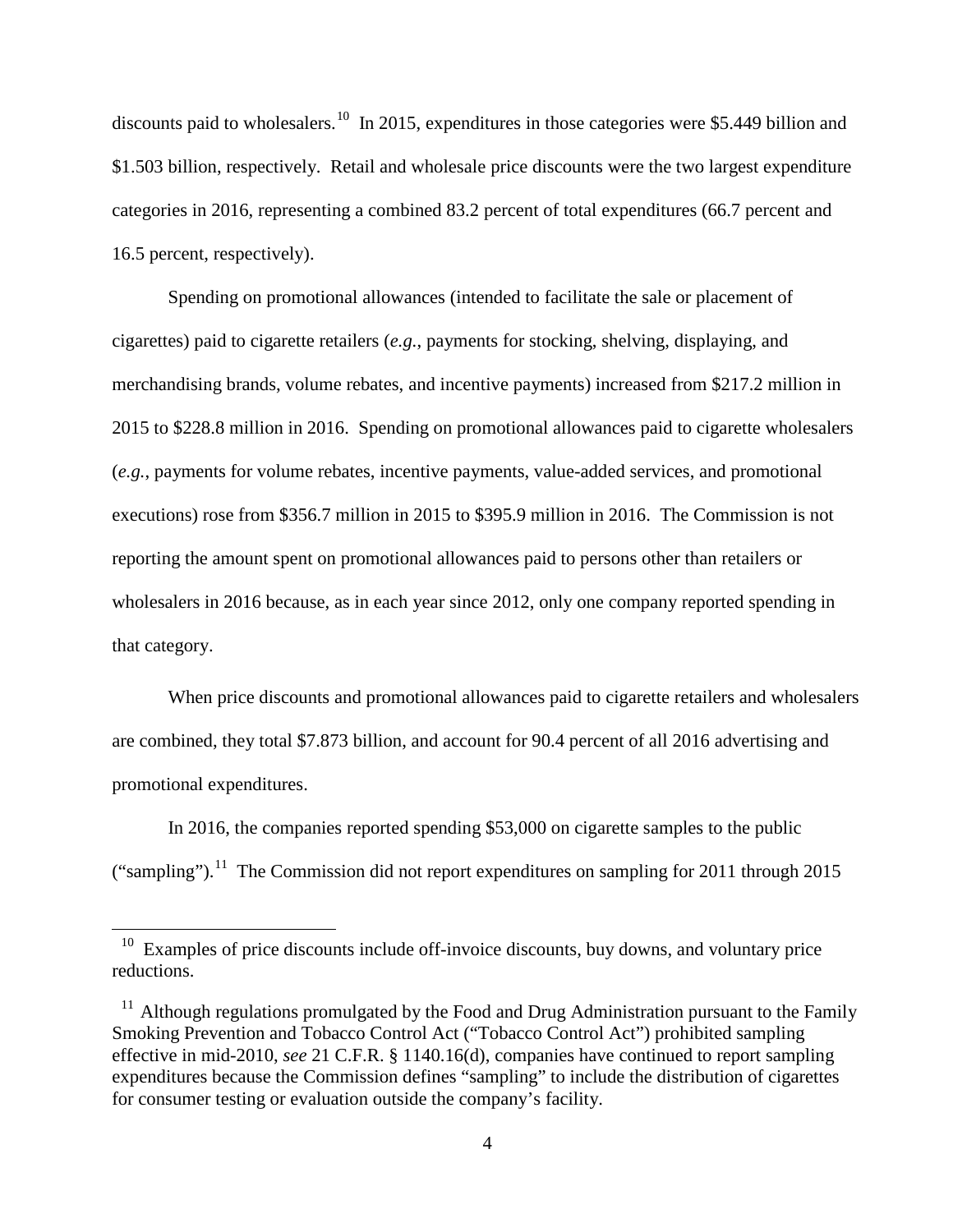discounts paid to wholesalers.[10] In 2015, expenditures in those categories were $5.449 billion and $1.503 billion, respectively. Retail and wholesale price discounts were the two largest expenditure categories in 2016, representing a combined 83.2 percent of total expenditures (66.7 percent and 16.5 percent, respectively).

Spending on promotional allowances (intended to facilitate the sale or placement of cigarettes) paid to cigarette retailers (*e.g.*, payments for stocking, shelving, displaying, and merchandising brands, volume rebates, and incentive payments) increased from $217.2 million in 2015 to $228.8 million in 2016. Spending on promotional allowances paid to cigarette wholesalers (*e.g.*, payments for volume rebates, incentive payments, value-added services, and promotional executions) rose from $356.7 million in 2015 to $395.9 million in 2016. The Commission is not reporting the amount spent on promotional allowances paid to persons other than retailers or wholesalers in 2016 because, as in each year since 2012, only one company reported spending in that category.

When price discounts and promotional allowances paid to cigarette retailers and wholesalers are combined, they total $7.873 billion, and account for 90.4 percent of all 2016 advertising and promotional expenditures.

In 2016, the companies reported spending $53,000 on cigarette samples to the public ("sampling").[11] The Commission did not report expenditures on sampling for 2011 through 2015

---

[10] Examples of price discounts include off-invoice discounts, buy downs, and voluntary price reductions.

[11] Although regulations promulgated by the Food and Drug Administration pursuant to the Family Smoking Prevention and Tobacco Control Act ("Tobacco Control Act") prohibited sampling effective in mid-2010, *see* 21 C.F.R. § 1140.16(d), companies have continued to report sampling expenditures because the Commission defines "sampling" to include the distribution of cigarettes for consumer testing or evaluation outside the company's facility.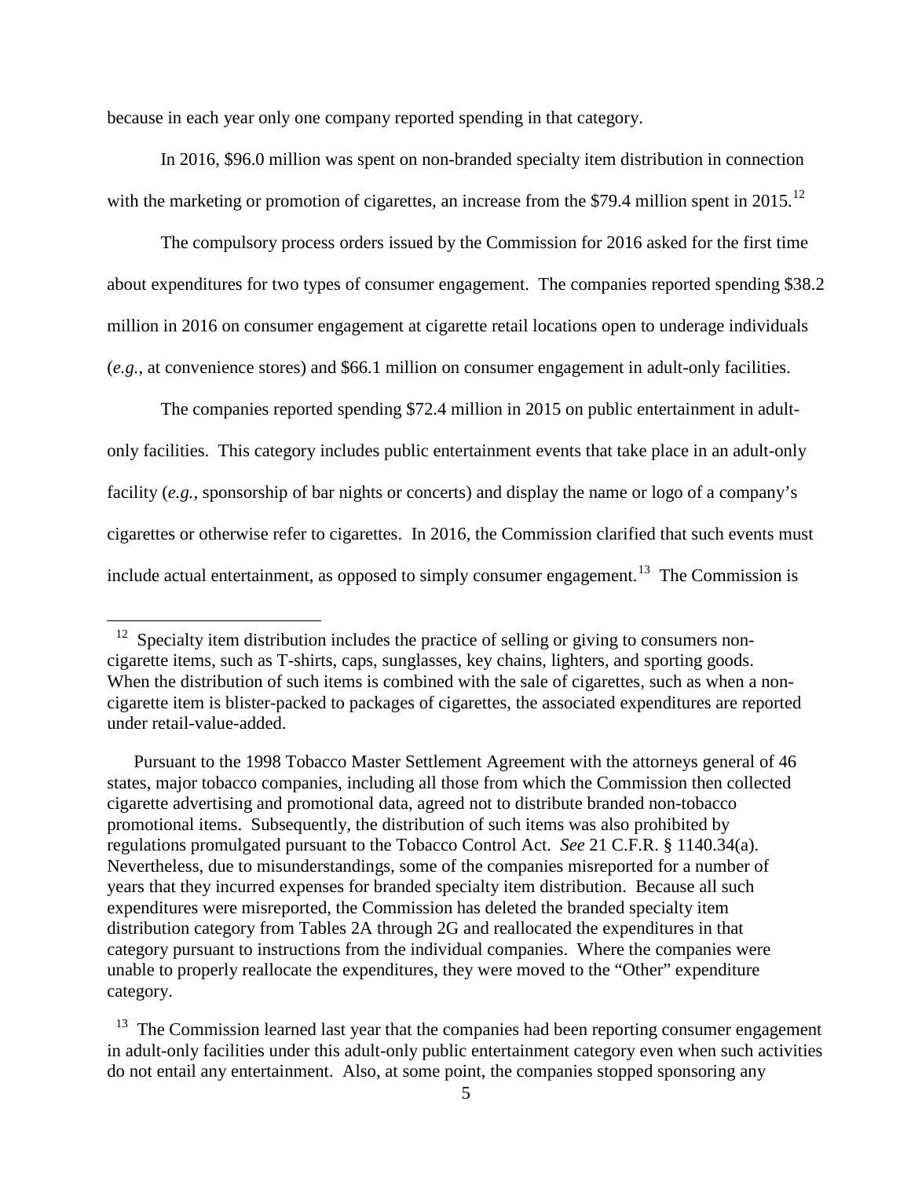because in each year only one company reported spending in that category.

In 2016, $96.0 million was spent on non-branded specialty item distribution in connection with the marketing or promotion of cigarettes, an increase from the $79.4 million spent in 2015.[12]

The compulsory process orders issued by the Commission for 2016 asked for the first time about expenditures for two types of consumer engagement. The companies reported spending $38.2 million in 2016 on consumer engagement at cigarette retail locations open to underage individuals (*e.g.*, at convenience stores) and $66.1 million on consumer engagement in adult-only facilities.

The companies reported spending $72.4 million in 2015 on public entertainment in adult-only facilities. This category includes public entertainment events that take place in an adult-only facility (*e.g.*, sponsorship of bar nights or concerts) and display the name or logo of a company's cigarettes or otherwise refer to cigarettes. In 2016, the Commission clarified that such events must include actual entertainment, as opposed to simply consumer engagement.[13] The Commission is

---

[12] Specialty item distribution includes the practice of selling or giving to consumers non-cigarette items, such as T-shirts, caps, sunglasses, key chains, lighters, and sporting goods. When the distribution of such items is combined with the sale of cigarettes, such as when a non-cigarette item is blister-packed to packages of cigarettes, the associated expenditures are reported under retail-value-added.

Pursuant to the 1998 Tobacco Master Settlement Agreement with the attorneys general of 46 states, major tobacco companies, including all those from which the Commission then collected cigarette advertising and promotional data, agreed not to distribute branded non-tobacco promotional items. Subsequently, the distribution of such items was also prohibited by regulations promulgated pursuant to the Tobacco Control Act. *See* 21 C.F.R. § 1140.34(a). Nevertheless, due to misunderstandings, some of the companies misreported for a number of years that they incurred expenses for branded specialty item distribution. Because all such expenditures were misreported, the Commission has deleted the branded specialty item distribution category from Tables 2A through 2G and reallocated the expenditures in that category pursuant to instructions from the individual companies. Where the companies were unable to properly reallocate the expenditures, they were moved to the "Other" expenditure category.

[13] The Commission learned last year that the companies had been reporting consumer engagement in adult-only facilities under this adult-only public entertainment category even when such activities do not entail any entertainment. Also, at some point, the companies stopped sponsoring any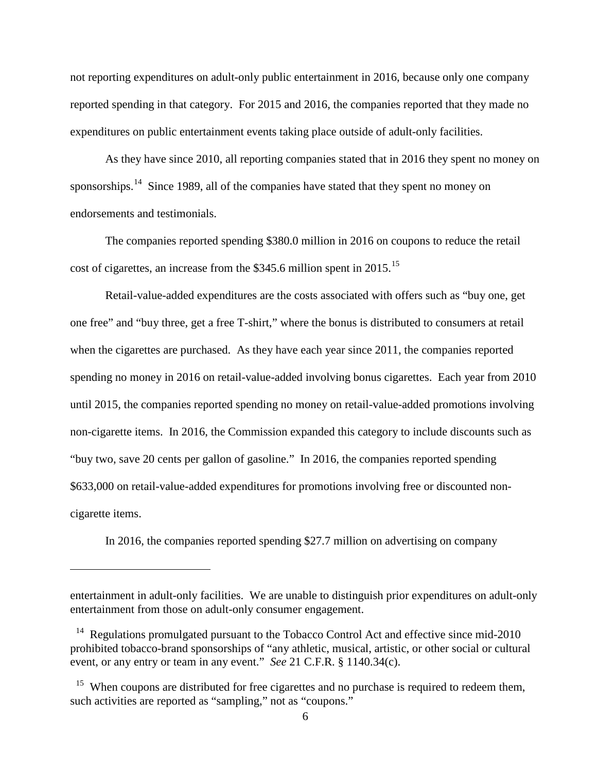not reporting expenditures on adult-only public entertainment in 2016, because only one company reported spending in that category. For 2015 and 2016, the companies reported that they made no expenditures on public entertainment events taking place outside of adult-only facilities.

As they have since 2010, all reporting companies stated that in 2016 they spent no money on sponsorships.[14] Since 1989, all of the companies have stated that they spent no money on endorsements and testimonials.

The companies reported spending $380.0 million in 2016 on coupons to reduce the retail cost of cigarettes, an increase from the $345.6 million spent in 2015.[15]

Retail-value-added expenditures are the costs associated with offers such as "buy one, get one free" and "buy three, get a free T-shirt," where the bonus is distributed to consumers at retail when the cigarettes are purchased. As they have each year since 2011, the companies reported spending no money in 2016 on retail-value-added involving bonus cigarettes. Each year from 2010 until 2015, the companies reported spending no money on retail-value-added promotions involving non-cigarette items. In 2016, the Commission expanded this category to include discounts such as "buy two, save 20 cents per gallon of gasoline." In 2016, the companies reported spending $633,000 on retail-value-added expenditures for promotions involving free or discounted non-cigarette items.

In 2016, the companies reported spending $27.7 million on advertising on company

---

entertainment in adult-only facilities. We are unable to distinguish prior expenditures on adult-only entertainment from those on adult-only consumer engagement.

[14] Regulations promulgated pursuant to the Tobacco Control Act and effective since mid-2010 prohibited tobacco-brand sponsorships of "any athletic, musical, artistic, or other social or cultural event, or any entry or team in any event." *See* 21 C.F.R. § 1140.34(c).

[15] When coupons are distributed for free cigarettes and no purchase is required to redeem them, such activities are reported as "sampling," not as "coupons."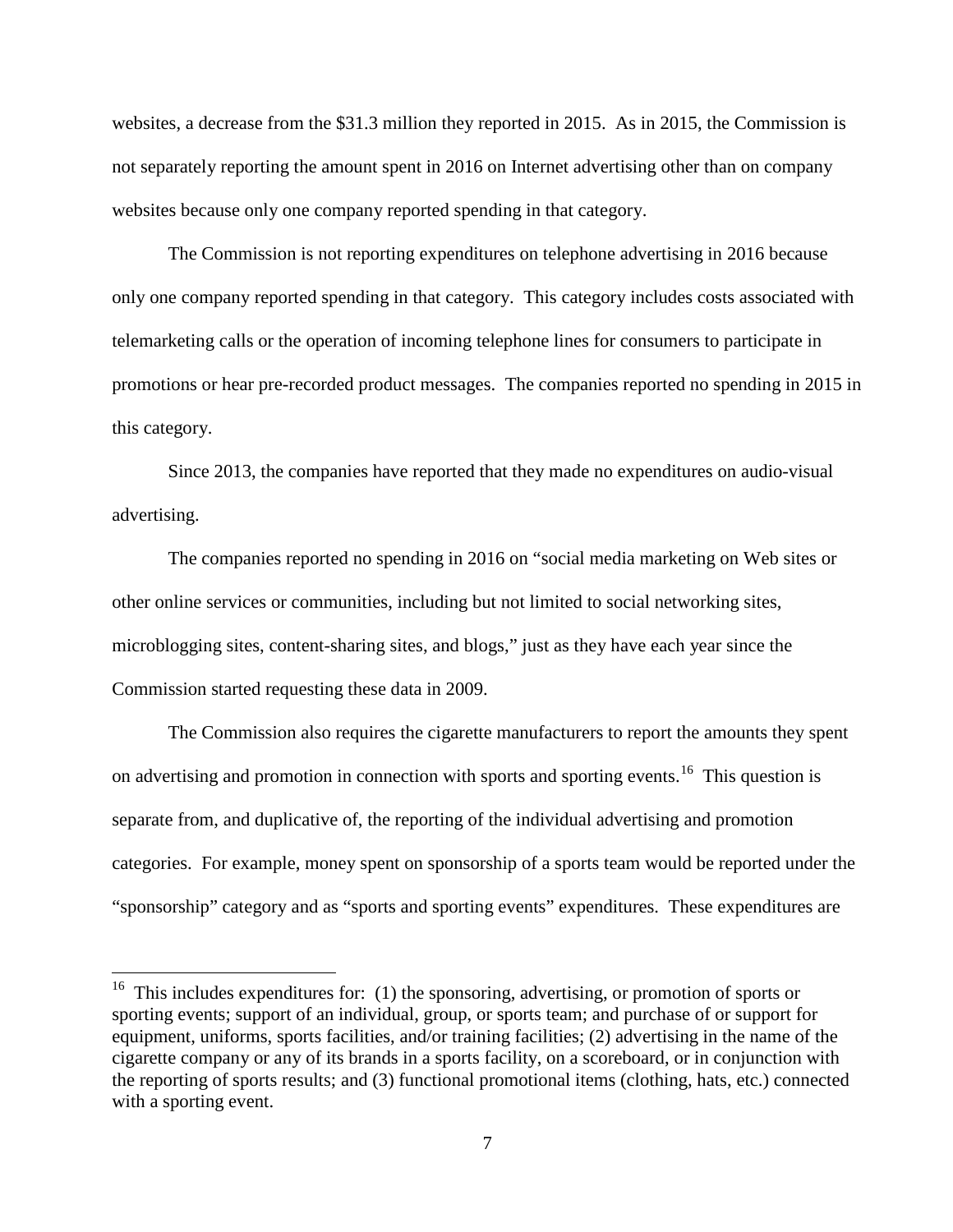websites, a decrease from the $31.3 million they reported in 2015. As in 2015, the Commission is not separately reporting the amount spent in 2016 on Internet advertising other than on company websites because only one company reported spending in that category.

The Commission is not reporting expenditures on telephone advertising in 2016 because only one company reported spending in that category. This category includes costs associated with telemarketing calls or the operation of incoming telephone lines for consumers to participate in promotions or hear pre-recorded product messages. The companies reported no spending in 2015 in this category.

Since 2013, the companies have reported that they made no expenditures on audio-visual advertising.

The companies reported no spending in 2016 on "social media marketing on Web sites or other online services or communities, including but not limited to social networking sites, microblogging sites, content-sharing sites, and blogs," just as they have each year since the Commission started requesting these data in 2009.

The Commission also requires the cigarette manufacturers to report the amounts they spent on advertising and promotion in connection with sports and sporting events.[16] This question is separate from, and duplicative of, the reporting of the individual advertising and promotion categories. For example, money spent on sponsorship of a sports team would be reported under the "sponsorship" category and as "sports and sporting events" expenditures. These expenditures are

---

[16] This includes expenditures for: (1) the sponsoring, advertising, or promotion of sports or sporting events; support of an individual, group, or sports team; and purchase of or support for equipment, uniforms, sports facilities, and/or training facilities; (2) advertising in the name of the cigarette company or any of its brands in a sports facility, on a scoreboard, or in conjunction with the reporting of sports results; and (3) functional promotional items (clothing, hats, etc.) connected with a sporting event.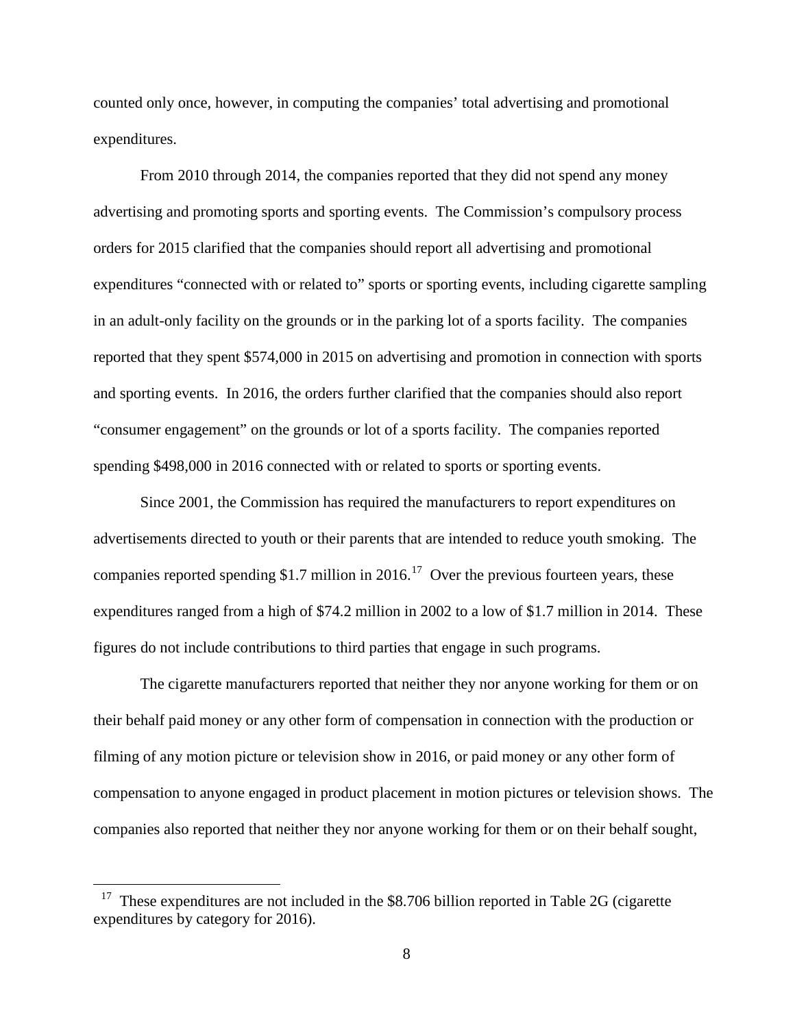counted only once, however, in computing the companies' total advertising and promotional expenditures.

From 2010 through 2014, the companies reported that they did not spend any money advertising and promoting sports and sporting events. The Commission's compulsory process orders for 2015 clarified that the companies should report all advertising and promotional expenditures "connected with or related to" sports or sporting events, including cigarette sampling in an adult-only facility on the grounds or in the parking lot of a sports facility. The companies reported that they spent $574,000 in 2015 on advertising and promotion in connection with sports and sporting events. In 2016, the orders further clarified that the companies should also report "consumer engagement" on the grounds or lot of a sports facility. The companies reported spending $498,000 in 2016 connected with or related to sports or sporting events.

Since 2001, the Commission has required the manufacturers to report expenditures on advertisements directed to youth or their parents that are intended to reduce youth smoking. The companies reported spending $1.7 million in 2016.[17] Over the previous fourteen years, these expenditures ranged from a high of $74.2 million in 2002 to a low of $1.7 million in 2014. These figures do not include contributions to third parties that engage in such programs.

The cigarette manufacturers reported that neither they nor anyone working for them or on their behalf paid money or any other form of compensation in connection with the production or filming of any motion picture or television show in 2016, or paid money or any other form of compensation to anyone engaged in product placement in motion pictures or television shows. The companies also reported that neither they nor anyone working for them or on their behalf sought,

---

[17] These expenditures are not included in the $8.706 billion reported in Table 2G (cigarette expenditures by category for 2016).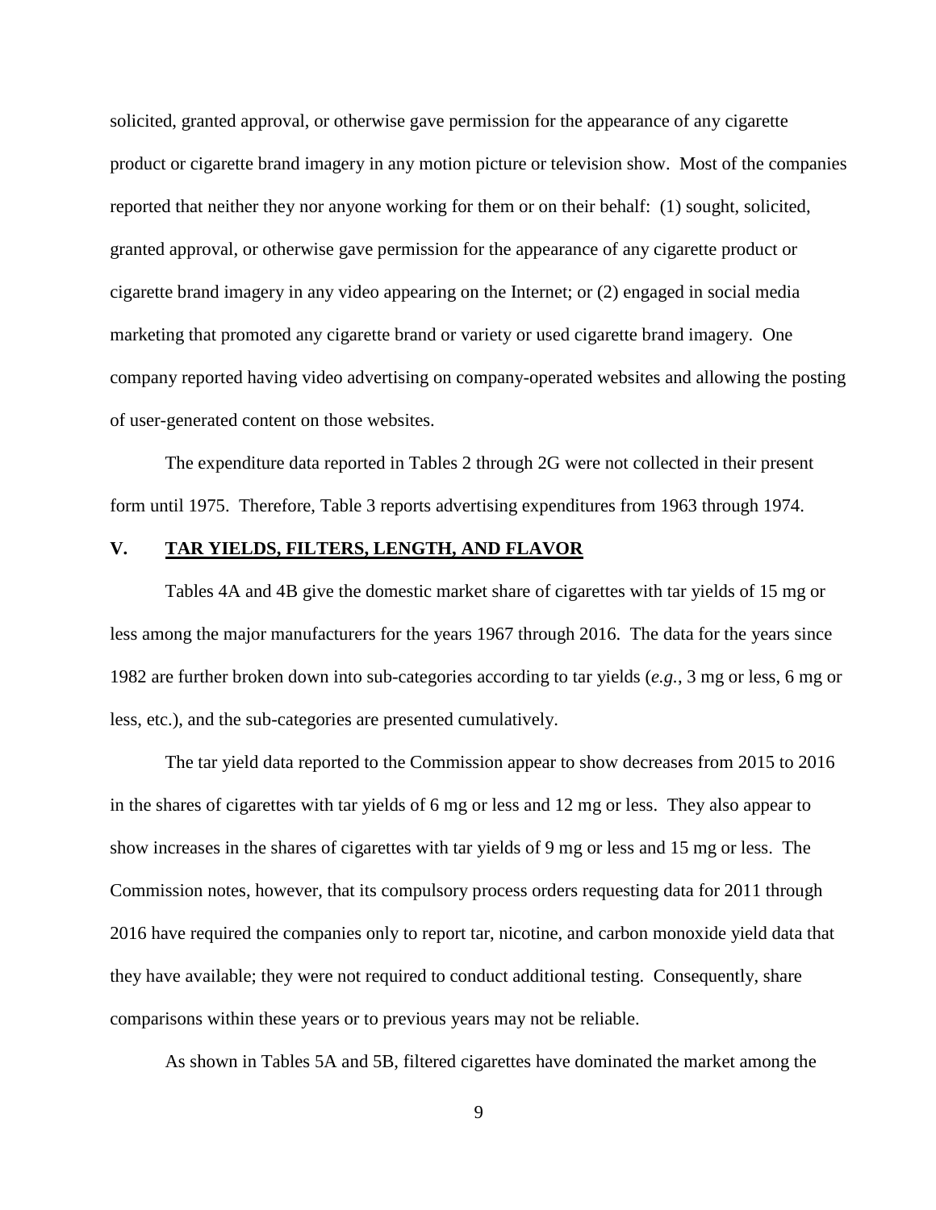solicited, granted approval, or otherwise gave permission for the appearance of any cigarette product or cigarette brand imagery in any motion picture or television show. Most of the companies reported that neither they nor anyone working for them or on their behalf: (1) sought, solicited, granted approval, or otherwise gave permission for the appearance of any cigarette product or cigarette brand imagery in any video appearing on the Internet; or (2) engaged in social media marketing that promoted any cigarette brand or variety or used cigarette brand imagery. One company reported having video advertising on company-operated websites and allowing the posting of user-generated content on those websites.

The expenditure data reported in Tables 2 through 2G were not collected in their present form until 1975. Therefore, Table 3 reports advertising expenditures from 1963 through 1974.

## V. TAR YIELDS, FILTERS, LENGTH, AND FLAVOR

Tables 4A and 4B give the domestic market share of cigarettes with tar yields of 15 mg or less among the major manufacturers for the years 1967 through 2016. The data for the years since 1982 are further broken down into sub-categories according to tar yields (*e.g.*, 3 mg or less, 6 mg or less, etc.), and the sub-categories are presented cumulatively.

The tar yield data reported to the Commission appear to show decreases from 2015 to 2016 in the shares of cigarettes with tar yields of 6 mg or less and 12 mg or less. They also appear to show increases in the shares of cigarettes with tar yields of 9 mg or less and 15 mg or less. The Commission notes, however, that its compulsory process orders requesting data for 2011 through 2016 have required the companies only to report tar, nicotine, and carbon monoxide yield data that they have available; they were not required to conduct additional testing. Consequently, share comparisons within these years or to previous years may not be reliable.

As shown in Tables 5A and 5B, filtered cigarettes have dominated the market among the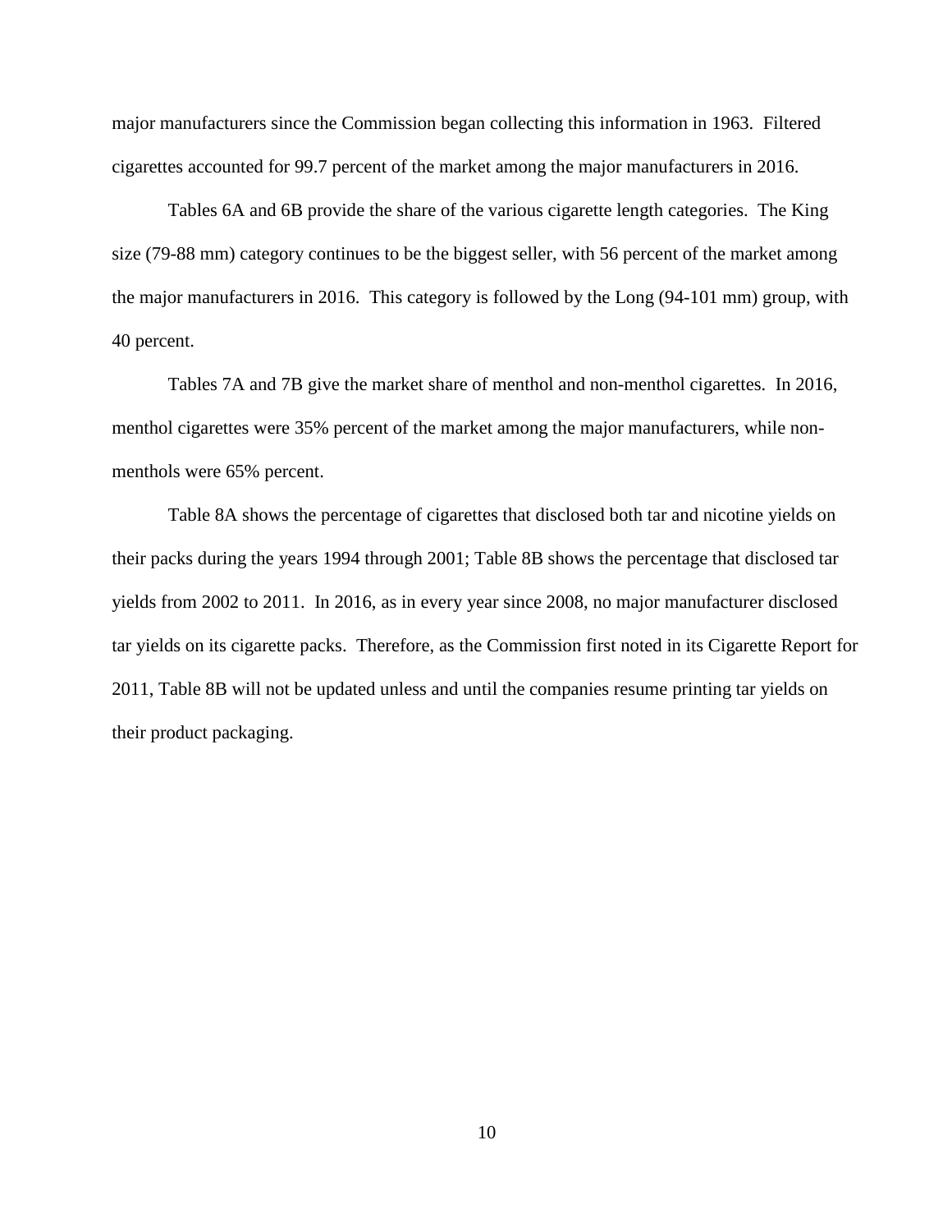major manufacturers since the Commission began collecting this information in 1963. Filtered cigarettes accounted for 99.7 percent of the market among the major manufacturers in 2016.

Tables 6A and 6B provide the share of the various cigarette length categories. The King size (79-88 mm) category continues to be the biggest seller, with 56 percent of the market among the major manufacturers in 2016. This category is followed by the Long (94-101 mm) group, with 40 percent.

Tables 7A and 7B give the market share of menthol and non-menthol cigarettes. In 2016, menthol cigarettes were 35% percent of the market among the major manufacturers, while non-menthols were 65% percent.

Table 8A shows the percentage of cigarettes that disclosed both tar and nicotine yields on their packs during the years 1994 through 2001; Table 8B shows the percentage that disclosed tar yields from 2002 to 2011. In 2016, as in every year since 2008, no major manufacturer disclosed tar yields on its cigarette packs. Therefore, as the Commission first noted in its Cigarette Report for 2011, Table 8B will not be updated unless and until the companies resume printing tar yields on their product packaging.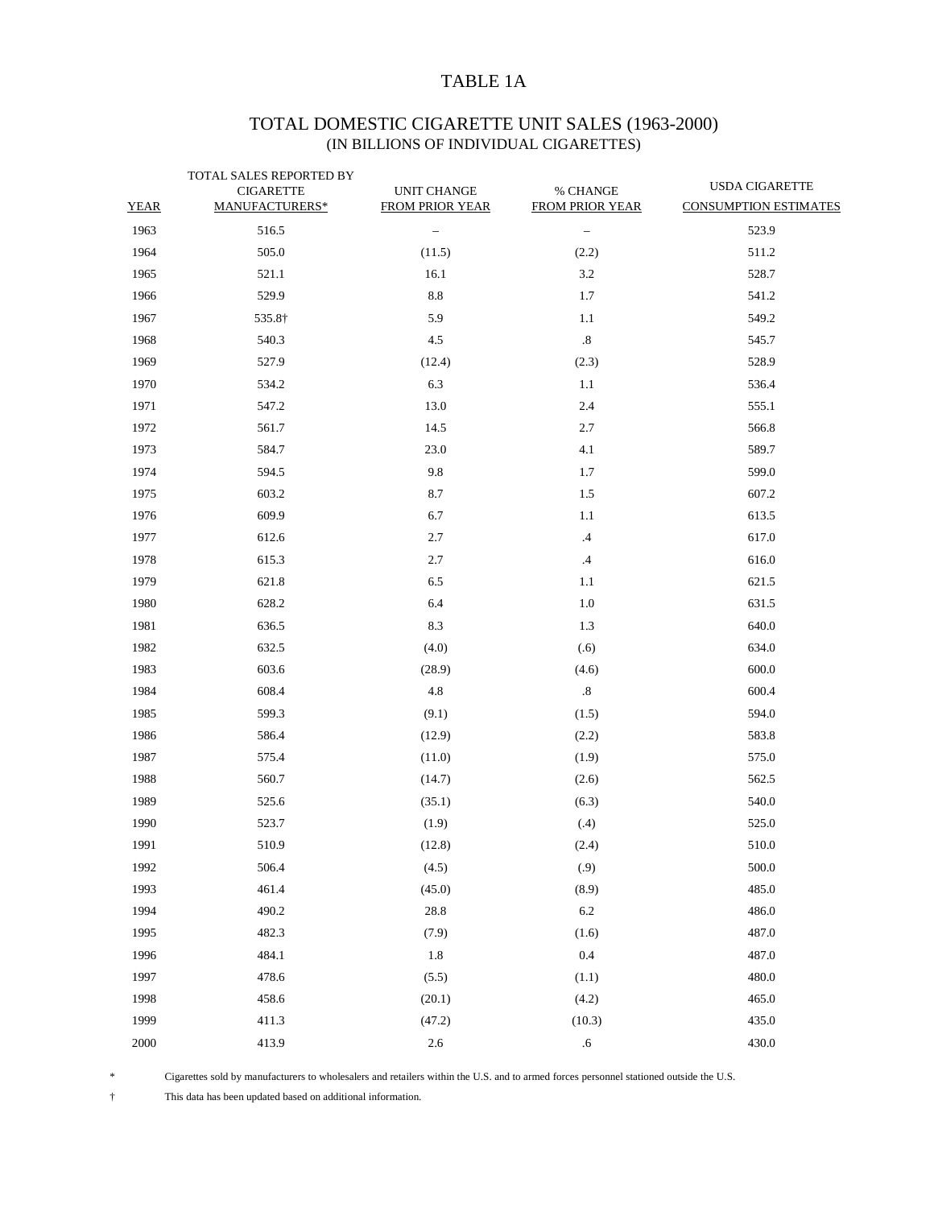# TABLE 1A

## TOTAL DOMESTIC CIGARETTE UNIT SALES (1963-2000)
### (IN BILLIONS OF INDIVIDUAL CIGARETTES)

| YEAR | TOTAL SALES REPORTED BY CIGARETTE MANUFACTURERS* | UNIT CHANGE FROM PRIOR YEAR | % CHANGE FROM PRIOR YEAR | USDA CIGARETTE CONSUMPTION ESTIMATES |
|---|---|---|---|---|
| 1963 | 516.5 | – | – | 523.9 |
| 1964 | 505.0 | (11.5) | (2.2) | 511.2 |
| 1965 | 521.1 | 16.1 | 3.2 | 528.7 |
| 1966 | 529.9 | 8.8 | 1.7 | 541.2 |
| 1967 | 535.8† | 5.9 | 1.1 | 549.2 |
| 1968 | 540.3 | 4.5 | .8 | 545.7 |
| 1969 | 527.9 | (12.4) | (2.3) | 528.9 |
| 1970 | 534.2 | 6.3 | 1.1 | 536.4 |
| 1971 | 547.2 | 13.0 | 2.4 | 555.1 |
| 1972 | 561.7 | 14.5 | 2.7 | 566.8 |
| 1973 | 584.7 | 23.0 | 4.1 | 589.7 |
| 1974 | 594.5 | 9.8 | 1.7 | 599.0 |
| 1975 | 603.2 | 8.7 | 1.5 | 607.2 |
| 1976 | 609.9 | 6.7 | 1.1 | 613.5 |
| 1977 | 612.6 | 2.7 | .4 | 617.0 |
| 1978 | 615.3 | 2.7 | .4 | 616.0 |
| 1979 | 621.8 | 6.5 | 1.1 | 621.5 |
| 1980 | 628.2 | 6.4 | 1.0 | 631.5 |
| 1981 | 636.5 | 8.3 | 1.3 | 640.0 |
| 1982 | 632.5 | (4.0) | (.6) | 634.0 |
| 1983 | 603.6 | (28.9) | (4.6) | 600.0 |
| 1984 | 608.4 | 4.8 | .8 | 600.4 |
| 1985 | 599.3 | (9.1) | (1.5) | 594.0 |
| 1986 | 586.4 | (12.9) | (2.2) | 583.8 |
| 1987 | 575.4 | (11.0) | (1.9) | 575.0 |
| 1988 | 560.7 | (14.7) | (2.6) | 562.5 |
| 1989 | 525.6 | (35.1) | (6.3) | 540.0 |
| 1990 | 523.7 | (1.9) | (.4) | 525.0 |
| 1991 | 510.9 | (12.8) | (2.4) | 510.0 |
| 1992 | 506.4 | (4.5) | (.9) | 500.0 |
| 1993 | 461.4 | (45.0) | (8.9) | 485.0 |
| 1994 | 490.2 | 28.8 | 6.2 | 486.0 |
| 1995 | 482.3 | (7.9) | (1.6) | 487.0 |
| 1996 | 484.1 | 1.8 | 0.4 | 487.0 |
| 1997 | 478.6 | (5.5) | (1.1) | 480.0 |
| 1998 | 458.6 | (20.1) | (4.2) | 465.0 |
| 1999 | 411.3 | (47.2) | (10.3) | 435.0 |
| 2000 | 413.9 | 2.6 | .6 | 430.0 |

\* Cigarettes sold by manufacturers to wholesalers and retailers within the U.S. and to armed forces personnel stationed outside the U.S.

† This data has been updated based on additional information.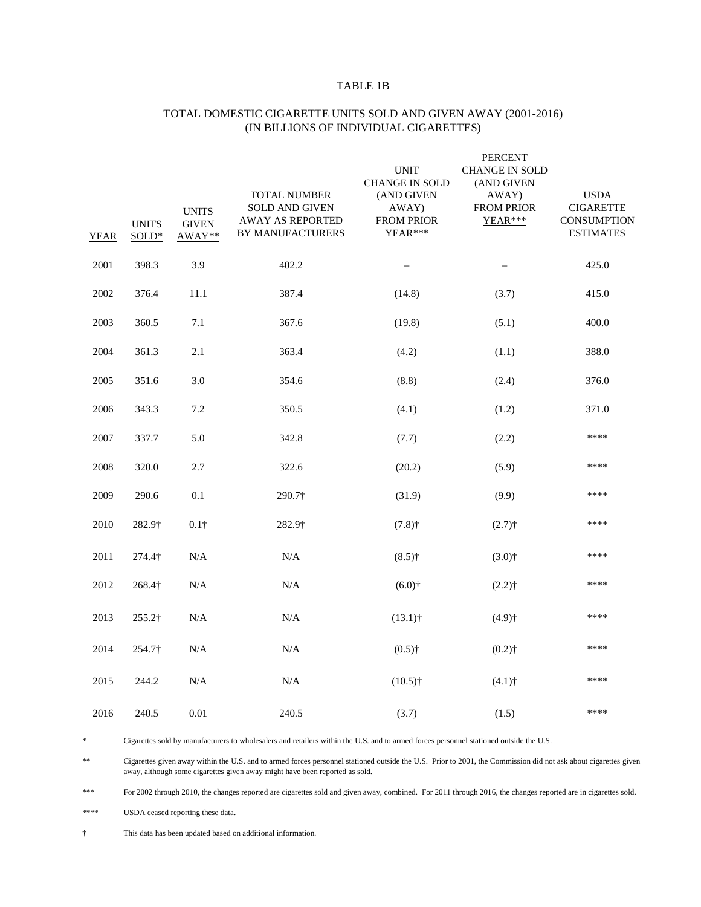TABLE 1B

TOTAL DOMESTIC CIGARETTE UNITS SOLD AND GIVEN AWAY (2001-2016)
(IN BILLIONS OF INDIVIDUAL CIGARETTES)

| YEAR | UNITS SOLD* | UNITS GIVEN AWAY** | TOTAL NUMBER SOLD AND GIVEN AWAY AS REPORTED BY MANUFACTURERS | UNIT CHANGE IN SOLD (AND GIVEN AWAY) FROM PRIOR YEAR*** | PERCENT CHANGE IN SOLD (AND GIVEN AWAY) FROM PRIOR YEAR*** | USDA CIGARETTE CONSUMPTION ESTIMATES |
|---|---|---|---|---|---|---|
| 2001 | 398.3 | 3.9 | 402.2 | – | – | 425.0 |
| 2002 | 376.4 | 11.1 | 387.4 | (14.8) | (3.7) | 415.0 |
| 2003 | 360.5 | 7.1 | 367.6 | (19.8) | (5.1) | 400.0 |
| 2004 | 361.3 | 2.1 | 363.4 | (4.2) | (1.1) | 388.0 |
| 2005 | 351.6 | 3.0 | 354.6 | (8.8) | (2.4) | 376.0 |
| 2006 | 343.3 | 7.2 | 350.5 | (4.1) | (1.2) | 371.0 |
| 2007 | 337.7 | 5.0 | 342.8 | (7.7) | (2.2) | **** |
| 2008 | 320.0 | 2.7 | 322.6 | (20.2) | (5.9) | **** |
| 2009 | 290.6 | 0.1 | 290.7† | (31.9) | (9.9) | **** |
| 2010 | 282.9† | 0.1† | 282.9† | (7.8)† | (2.7)† | **** |
| 2011 | 274.4† | N/A | N/A | (8.5)† | (3.0)† | **** |
| 2012 | 268.4† | N/A | N/A | (6.0)† | (2.2)† | **** |
| 2013 | 255.2† | N/A | N/A | (13.1)† | (4.9)† | **** |
| 2014 | 254.7† | N/A | N/A | (0.5)† | (0.2)† | **** |
| 2015 | 244.2 | N/A | N/A | (10.5)† | (4.1)† | **** |
| 2016 | 240.5 | 0.01 | 240.5 | (3.7) | (1.5) | **** |

\* Cigarettes sold by manufacturers to wholesalers and retailers within the U.S. and to armed forces personnel stationed outside the U.S.

** Cigarettes given away within the U.S. and to armed forces personnel stationed outside the U.S. Prior to 2001, the Commission did not ask about cigarettes given away, although some cigarettes given away might have been reported as sold.

*** For 2002 through 2010, the changes reported are cigarettes sold and given away, combined. For 2011 through 2016, the changes reported are in cigarettes sold.

**** USDA ceased reporting these data.

† This data has been updated based on additional information.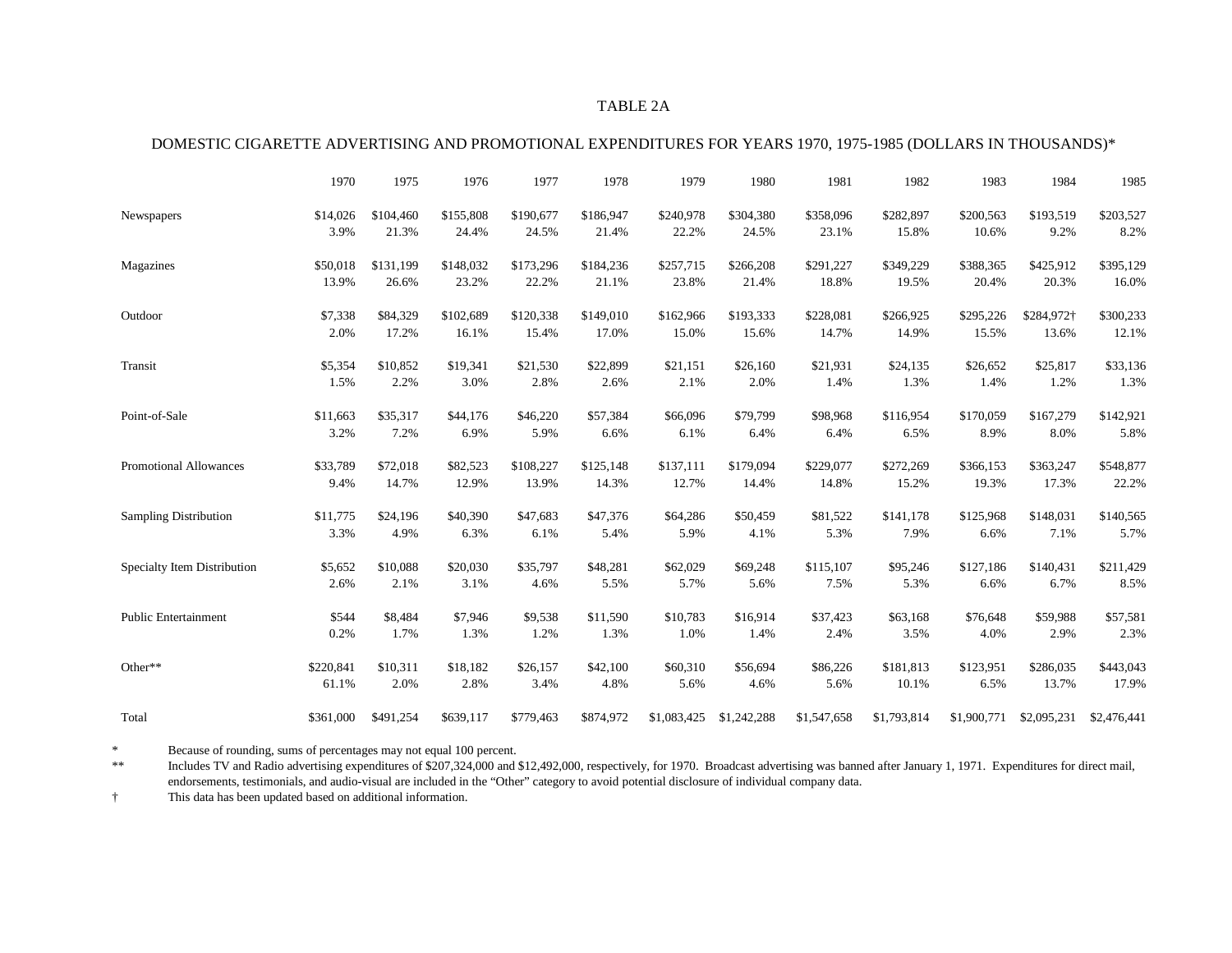TABLE 2A

DOMESTIC CIGARETTE ADVERTISING AND PROMOTIONAL EXPENDITURES FOR YEARS 1970, 1975-1985 (DOLLARS IN THOUSANDS)*

| | 1970 | 1975 | 1976 | 1977 | 1978 | 1979 | 1980 | 1981 | 1982 | 1983 | 1984 | 1985 |
|---|---|---|---|---|---|---|---|---|---|---|---|---|
| Newspapers | $14,026 | $104,460 | $155,808 | $190,677 | $186,947 | $240,978 | $304,380 | $358,096 | $282,897 | $200,563 | $193,519 | $203,527 |
| | 3.9% | 21.3% | 24.4% | 24.5% | 21.4% | 22.2% | 24.5% | 23.1% | 15.8% | 10.6% | 9.2% | 8.2% |
| Magazines | $50,018 | $131,199 | $148,032 | $173,296 | $184,236 | $257,715 | $266,208 | $291,227 | $349,229 | $388,365 | $425,912 | $395,129 |
| | 13.9% | 26.6% | 23.2% | 22.2% | 21.1% | 23.8% | 21.4% | 18.8% | 19.5% | 20.4% | 20.3% | 16.0% |
| Outdoor | $7,338 | $84,329 | $102,689 | $120,338 | $149,010 | $162,966 | $193,333 | $228,081 | $266,925 | $295,226 | $284,972† | $300,233 |
| | 2.0% | 17.2% | 16.1% | 15.4% | 17.0% | 15.0% | 15.6% | 14.7% | 14.9% | 15.5% | 13.6% | 12.1% |
| Transit | $5,354 | $10,852 | $19,341 | $21,530 | $22,899 | $21,151 | $26,160 | $21,931 | $24,135 | $26,652 | $25,817 | $33,136 |
| | 1.5% | 2.2% | 3.0% | 2.8% | 2.6% | 2.1% | 2.0% | 1.4% | 1.3% | 1.4% | 1.2% | 1.3% |
| Point-of-Sale | $11,663 | $35,317 | $44,176 | $46,220 | $57,384 | $66,096 | $79,799 | $98,968 | $116,954 | $170,059 | $167,279 | $142,921 |
| | 3.2% | 7.2% | 6.9% | 5.9% | 6.6% | 6.1% | 6.4% | 6.4% | 6.5% | 8.9% | 8.0% | 5.8% |
| Promotional Allowances | $33,789 | $72,018 | $82,523 | $108,227 | $125,148 | $137,111 | $179,094 | $229,077 | $272,269 | $366,153 | $363,247 | $548,877 |
| | 9.4% | 14.7% | 12.9% | 13.9% | 14.3% | 12.7% | 14.4% | 14.8% | 15.2% | 19.3% | 17.3% | 22.2% |
| Sampling Distribution | $11,775 | $24,196 | $40,390 | $47,683 | $47,376 | $64,286 | $50,459 | $81,522 | $141,178 | $125,968 | $148,031 | $140,565 |
| | 3.3% | 4.9% | 6.3% | 6.1% | 5.4% | 5.9% | 4.1% | 5.3% | 7.9% | 6.6% | 7.1% | 5.7% |
| Specialty Item Distribution | $5,652 | $10,088 | $20,030 | $35,797 | $48,281 | $62,029 | $69,248 | $115,107 | $95,246 | $127,186 | $140,431 | $211,429 |
| | 2.6% | 2.1% | 3.1% | 4.6% | 5.5% | 5.7% | 5.6% | 7.5% | 5.3% | 6.6% | 6.7% | 8.5% |
| Public Entertainment | $544 | $8,484 | $7,946 | $9,538 | $11,590 | $10,783 | $16,914 | $37,423 | $63,168 | $76,648 | $59,988 | $57,581 |
| | 0.2% | 1.7% | 1.3% | 1.2% | 1.3% | 1.0% | 1.4% | 2.4% | 3.5% | 4.0% | 2.9% | 2.3% |
| Other** | $220,841 | $10,311 | $18,182 | $26,157 | $42,100 | $60,310 | $56,694 | $86,226 | $181,813 | $123,951 | $286,035 | $443,043 |
| | 61.1% | 2.0% | 2.8% | 3.4% | 4.8% | 5.6% | 4.6% | 5.6% | 10.1% | 6.5% | 13.7% | 17.9% |
| Total | $361,000 | $491,254 | $639,117 | $779,463 | $874,972 | $1,083,425 | $1,242,288 | $1,547,658 | $1,793,814 | $1,900,771 | $2,095,231 | $2,476,441 |

\* Because of rounding, sums of percentages may not equal 100 percent.

** Includes TV and Radio advertising expenditures of $207,324,000 and $12,492,000, respectively, for 1970. Broadcast advertising was banned after January 1, 1971. Expenditures for direct mail, endorsements, testimonials, and audio-visual are included in the "Other" category to avoid potential disclosure of individual company data.

† This data has been updated based on additional information.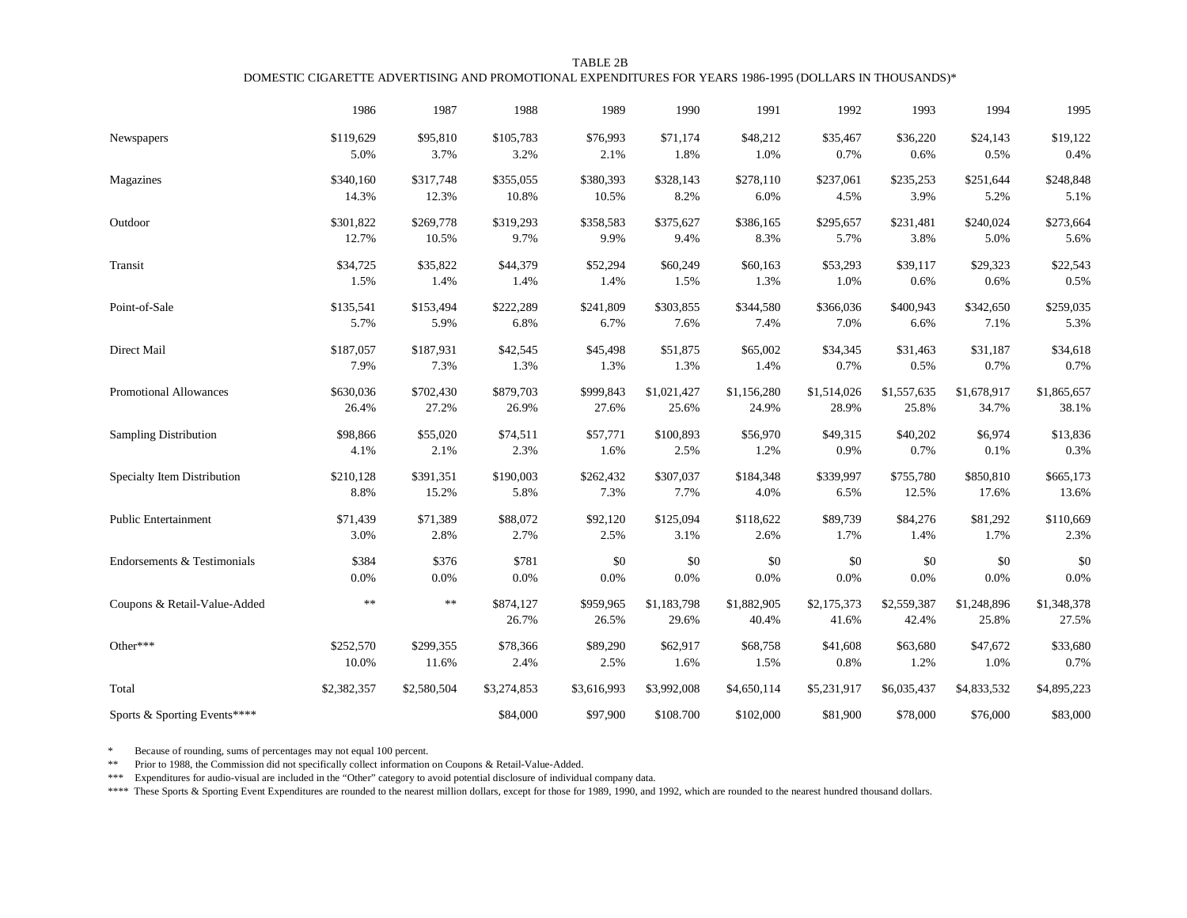TABLE 2B

DOMESTIC CIGARETTE ADVERTISING AND PROMOTIONAL EXPENDITURES FOR YEARS 1986-1995 (DOLLARS IN THOUSANDS)*

| | 1986 | 1987 | 1988 | 1989 | 1990 | 1991 | 1992 | 1993 | 1994 | 1995 |
|---|---|---|---|---|---|---|---|---|---|---|
| Newspapers | $119,629 | $95,810 | $105,783 | $76,993 | $71,174 | $48,212 | $35,467 | $36,220 | $24,143 | $19,122 |
| | 5.0% | 3.7% | 3.2% | 2.1% | 1.8% | 1.0% | 0.7% | 0.6% | 0.5% | 0.4% |
| Magazines | $340,160 | $317,748 | $355,055 | $380,393 | $328,143 | $278,110 | $237,061 | $235,253 | $251,644 | $248,848 |
| | 14.3% | 12.3% | 10.8% | 10.5% | 8.2% | 6.0% | 4.5% | 3.9% | 5.2% | 5.1% |
| Outdoor | $301,822 | $269,778 | $319,293 | $358,583 | $375,627 | $386,165 | $295,657 | $231,481 | $240,024 | $273,664 |
| | 12.7% | 10.5% | 9.7% | 9.9% | 9.4% | 8.3% | 5.7% | 3.8% | 5.0% | 5.6% |
| Transit | $34,725 | $35,822 | $44,379 | $52,294 | $60,249 | $60,163 | $53,293 | $39,117 | $29,323 | $22,543 |
| | 1.5% | 1.4% | 1.4% | 1.4% | 1.5% | 1.3% | 1.0% | 0.6% | 0.6% | 0.5% |
| Point-of-Sale | $135,541 | $153,494 | $222,289 | $241,809 | $303,855 | $344,580 | $366,036 | $400,943 | $342,650 | $259,035 |
| | 5.7% | 5.9% | 6.8% | 6.7% | 7.6% | 7.4% | 7.0% | 6.6% | 7.1% | 5.3% |
| Direct Mail | $187,057 | $187,931 | $42,545 | $45,498 | $51,875 | $65,002 | $34,345 | $31,463 | $31,187 | $34,618 |
| | 7.9% | 7.3% | 1.3% | 1.3% | 1.3% | 1.4% | 0.7% | 0.5% | 0.7% | 0.7% |
| Promotional Allowances | $630,036 | $702,430 | $879,703 | $999,843 | $1,021,427 | $1,156,280 | $1,514,026 | $1,557,635 | $1,678,917 | $1,865,657 |
| | 26.4% | 27.2% | 26.9% | 27.6% | 25.6% | 24.9% | 28.9% | 25.8% | 34.7% | 38.1% |
| Sampling Distribution | $98,866 | $55,020 | $74,511 | $57,771 | $100,893 | $56,970 | $49,315 | $40,202 | $6,974 | $13,836 |
| | 4.1% | 2.1% | 2.3% | 1.6% | 2.5% | 1.2% | 0.9% | 0.7% | 0.1% | 0.3% |
| Specialty Item Distribution | $210,128 | $391,351 | $190,003 | $262,432 | $307,037 | $184,348 | $339,997 | $755,780 | $850,810 | $665,173 |
| | 8.8% | 15.2% | 5.8% | 7.3% | 7.7% | 4.0% | 6.5% | 12.5% | 17.6% | 13.6% |
| Public Entertainment | $71,439 | $71,389 | $88,072 | $92,120 | $125,094 | $118,622 | $89,739 | $84,276 | $81,292 | $110,669 |
| | 3.0% | 2.8% | 2.7% | 2.5% | 3.1% | 2.6% | 1.7% | 1.4% | 1.7% | 2.3% |
| Endorsements & Testimonials | $384 | $376 | $781 | $0 | $0 | $0 | $0 | $0 | $0 | $0 |
| | 0.0% | 0.0% | 0.0% | 0.0% | 0.0% | 0.0% | 0.0% | 0.0% | 0.0% | 0.0% |
| Coupons & Retail-Value-Added | ** | ** | $874,127 | $959,965 | $1,183,798 | $1,882,905 | $2,175,373 | $2,559,387 | $1,248,896 | $1,348,378 |
| | | | 26.7% | 26.5% | 29.6% | 40.4% | 41.6% | 42.4% | 25.8% | 27.5% |
| Other*** | $252,570 | $299,355 | $78,366 | $89,290 | $62,917 | $68,758 | $41,608 | $63,680 | $47,672 | $33,680 |
| | 10.0% | 11.6% | 2.4% | 2.5% | 1.6% | 1.5% | 0.8% | 1.2% | 1.0% | 0.7% |
| Total | $2,382,357 | $2,580,504 | $3,274,853 | $3,616,993 | $3,992,008 | $4,650,114 | $5,231,917 | $6,035,437 | $4,833,532 | $4,895,223 |
| Sports & Sporting Events**** | | | $84,000 | $97,900 | $108.700 | $102,000 | $81,900 | $78,000 | $76,000 | $83,000 |

\* Because of rounding, sums of percentages may not equal 100 percent.

** Prior to 1988, the Commission did not specifically collect information on Coupons & Retail-Value-Added.

*** Expenditures for audio-visual are included in the "Other" category to avoid potential disclosure of individual company data.

**** These Sports & Sporting Event Expenditures are rounded to the nearest million dollars, except for those for 1989, 1990, and 1992, which are rounded to the nearest hundred thousand dollars.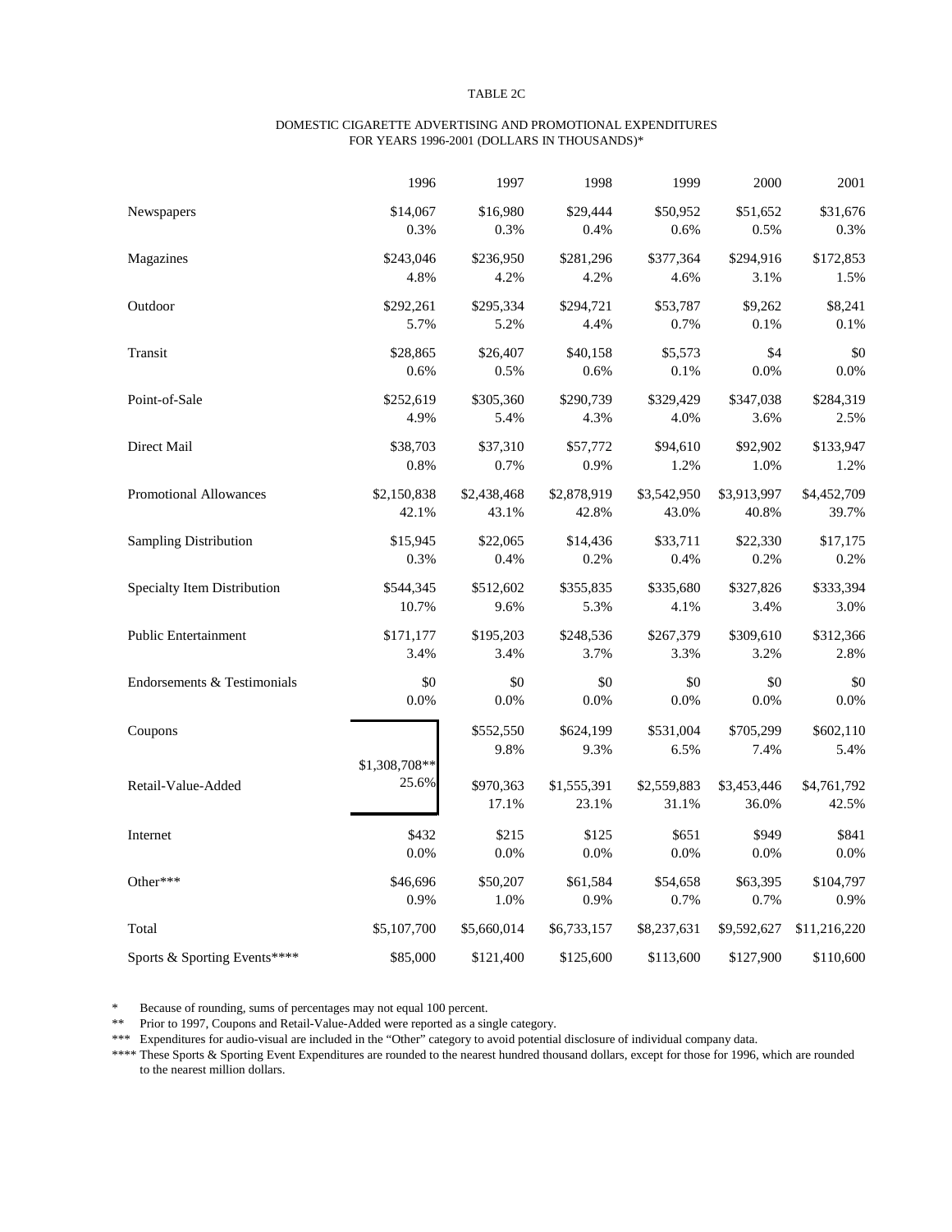TABLE 2C

DOMESTIC CIGARETTE ADVERTISING AND PROMOTIONAL EXPENDITURES
FOR YEARS 1996-2001 (DOLLARS IN THOUSANDS)*

| | 1996 | 1997 | 1998 | 1999 | 2000 | 2001 |
|---|---|---|---|---|---|---|
| Newspapers | $14,067<br>0.3% | $16,980<br>0.3% | $29,444<br>0.4% | $50,952<br>0.6% | $51,652<br>0.5% | $31,676<br>0.3% |
| Magazines | $243,046<br>4.8% | $236,950<br>4.2% | $281,296<br>4.2% | $377,364<br>4.6% | $294,916<br>3.1% | $172,853<br>1.5% |
| Outdoor | $292,261<br>5.7% | $295,334<br>5.2% | $294,721<br>4.4% | $53,787<br>0.7% | $9,262<br>0.1% | $8,241<br>0.1% |
| Transit | $28,865<br>0.6% | $26,407<br>0.5% | $40,158<br>0.6% | $5,573<br>0.1% | $4<br>0.0% | $0<br>0.0% |
| Point-of-Sale | $252,619<br>4.9% | $305,360<br>5.4% | $290,739<br>4.3% | $329,429<br>4.0% | $347,038<br>3.6% | $284,319<br>2.5% |
| Direct Mail | $38,703<br>0.8% | $37,310<br>0.7% | $57,772<br>0.9% | $94,610<br>1.2% | $92,902<br>1.0% | $133,947<br>1.2% |
| Promotional Allowances | $2,150,838<br>42.1% | $2,438,468<br>43.1% | $2,878,919<br>42.8% | $3,542,950<br>43.0% | $3,913,997<br>40.8% | $4,452,709<br>39.7% |
| Sampling Distribution | $15,945<br>0.3% | $22,065<br>0.4% | $14,436<br>0.2% | $33,711<br>0.4% | $22,330<br>0.2% | $17,175<br>0.2% |
| Specialty Item Distribution | $544,345<br>10.7% | $512,602<br>9.6% | $355,835<br>5.3% | $335,680<br>4.1% | $327,826<br>3.4% | $333,394<br>3.0% |
| Public Entertainment | $171,177<br>3.4% | $195,203<br>3.4% | $248,536<br>3.7% | $267,379<br>3.3% | $309,610<br>3.2% | $312,366<br>2.8% |
| Endorsements & Testimonials | $0<br>0.0% | $0<br>0.0% | $0<br>0.0% | $0<br>0.0% | $0<br>0.0% | $0<br>0.0% |
| Coupons | $1,308,708**<br>25.6% | $552,550<br>9.8% | $624,199<br>9.3% | $531,004<br>6.5% | $705,299<br>7.4% | $602,110<br>5.4% |
| Retail-Value-Added | | $970,363<br>17.1% | $1,555,391<br>23.1% | $2,559,883<br>31.1% | $3,453,446<br>36.0% | $4,761,792<br>42.5% |
| Internet | $432<br>0.0% | $215<br>0.0% | $125<br>0.0% | $651<br>0.0% | $949<br>0.0% | $841<br>0.0% |
| Other*** | $46,696<br>0.9% | $50,207<br>1.0% | $61,584<br>0.9% | $54,658<br>0.7% | $63,395<br>0.7% | $104,797<br>0.9% |
| Total | $5,107,700 | $5,660,014 | $6,733,157 | $8,237,631 | $9,592,627 | $11,216,220 |
| Sports & Sporting Events**** | $85,000 | $121,400 | $125,600 | $113,600 | $127,900 | $110,600 |

\* Because of rounding, sums of percentages may not equal 100 percent.

** Prior to 1997, Coupons and Retail-Value-Added were reported as a single category.

*** Expenditures for audio-visual are included in the "Other" category to avoid potential disclosure of individual company data.

**** These Sports & Sporting Event Expenditures are rounded to the nearest hundred thousand dollars, except for those for 1996, which are rounded to the nearest million dollars.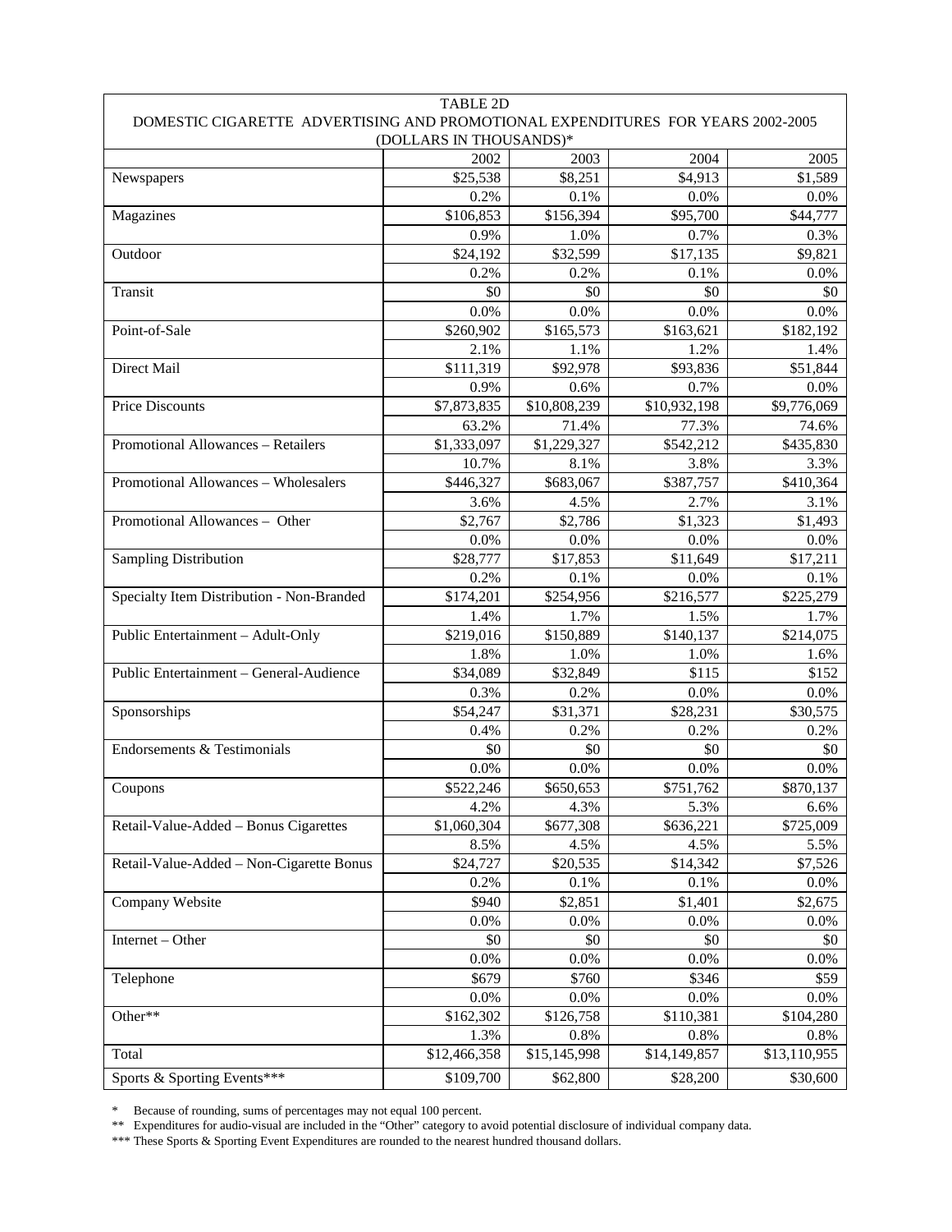TABLE 2D

DOMESTIC CIGARETTE ADVERTISING AND PROMOTIONAL EXPENDITURES FOR YEARS 2002-2005

(DOLLARS IN THOUSANDS)*

| | 2002 | 2003 | 2004 | 2005 |
|---|---|---|---|---|
| Newspapers | $25,538 | $8,251 | $4,913 | $1,589 |
| | 0.2% | 0.1% | 0.0% | 0.0% |
| Magazines | $106,853 | $156,394 | $95,700 | $44,777 |
| | 0.9% | 1.0% | 0.7% | 0.3% |
| Outdoor | $24,192 | $32,599 | $17,135 | $9,821 |
| | 0.2% | 0.2% | 0.1% | 0.0% |
| Transit | $0 | $0 | $0 | $0 |
| | 0.0% | 0.0% | 0.0% | 0.0% |
| Point-of-Sale | $260,902 | $165,573 | $163,621 | $182,192 |
| | 2.1% | 1.1% | 1.2% | 1.4% |
| Direct Mail | $111,319 | $92,978 | $93,836 | $51,844 |
| | 0.9% | 0.6% | 0.7% | 0.0% |
| Price Discounts | $7,873,835 | $10,808,239 | $10,932,198 | $9,776,069 |
| | 63.2% | 71.4% | 77.3% | 74.6% |
| Promotional Allowances – Retailers | $1,333,097 | $1,229,327 | $542,212 | $435,830 |
| | 10.7% | 8.1% | 3.8% | 3.3% |
| Promotional Allowances – Wholesalers | $446,327 | $683,067 | $387,757 | $410,364 |
| | 3.6% | 4.5% | 2.7% | 3.1% |
| Promotional Allowances – Other | $2,767 | $2,786 | $1,323 | $1,493 |
| | 0.0% | 0.0% | 0.0% | 0.0% |
| Sampling Distribution | $28,777 | $17,853 | $11,649 | $17,211 |
| | 0.2% | 0.1% | 0.0% | 0.1% |
| Specialty Item Distribution - Non-Branded | $174,201 | $254,956 | $216,577 | $225,279 |
| | 1.4% | 1.7% | 1.5% | 1.7% |
| Public Entertainment – Adult-Only | $219,016 | $150,889 | $140,137 | $214,075 |
| | 1.8% | 1.0% | 1.0% | 1.6% |
| Public Entertainment – General-Audience | $34,089 | $32,849 | $115 | $152 |
| | 0.3% | 0.2% | 0.0% | 0.0% |
| Sponsorships | $54,247 | $31,371 | $28,231 | $30,575 |
| | 0.4% | 0.2% | 0.2% | 0.2% |
| Endorsements & Testimonials | $0 | $0 | $0 | $0 |
| | 0.0% | 0.0% | 0.0% | 0.0% |
| Coupons | $522,246 | $650,653 | $751,762 | $870,137 |
| | 4.2% | 4.3% | 5.3% | 6.6% |
| Retail-Value-Added – Bonus Cigarettes | $1,060,304 | $677,308 | $636,221 | $725,009 |
| | 8.5% | 4.5% | 4.5% | 5.5% |
| Retail-Value-Added – Non-Cigarette Bonus | $24,727 | $20,535 | $14,342 | $7,526 |
| | 0.2% | 0.1% | 0.1% | 0.0% |
| Company Website | $940 | $2,851 | $1,401 | $2,675 |
| | 0.0% | 0.0% | 0.0% | 0.0% |
| Internet – Other | $0 | $0 | $0 | $0 |
| | 0.0% | 0.0% | 0.0% | 0.0% |
| Telephone | $679 | $760 | $346 | $59 |
| | 0.0% | 0.0% | 0.0% | 0.0% |
| Other** | $162,302 | $126,758 | $110,381 | $104,280 |
| | 1.3% | 0.8% | 0.8% | 0.8% |
| Total | $12,466,358 | $15,145,998 | $14,149,857 | $13,110,955 |
| Sports & Sporting Events*** | $109,700 | $62,800 | $28,200 | $30,600 |

\* Because of rounding, sums of percentages may not equal 100 percent.

** Expenditures for audio-visual are included in the “Other” category to avoid potential disclosure of individual company data.

*** These Sports & Sporting Event Expenditures are rounded to the nearest hundred thousand dollars.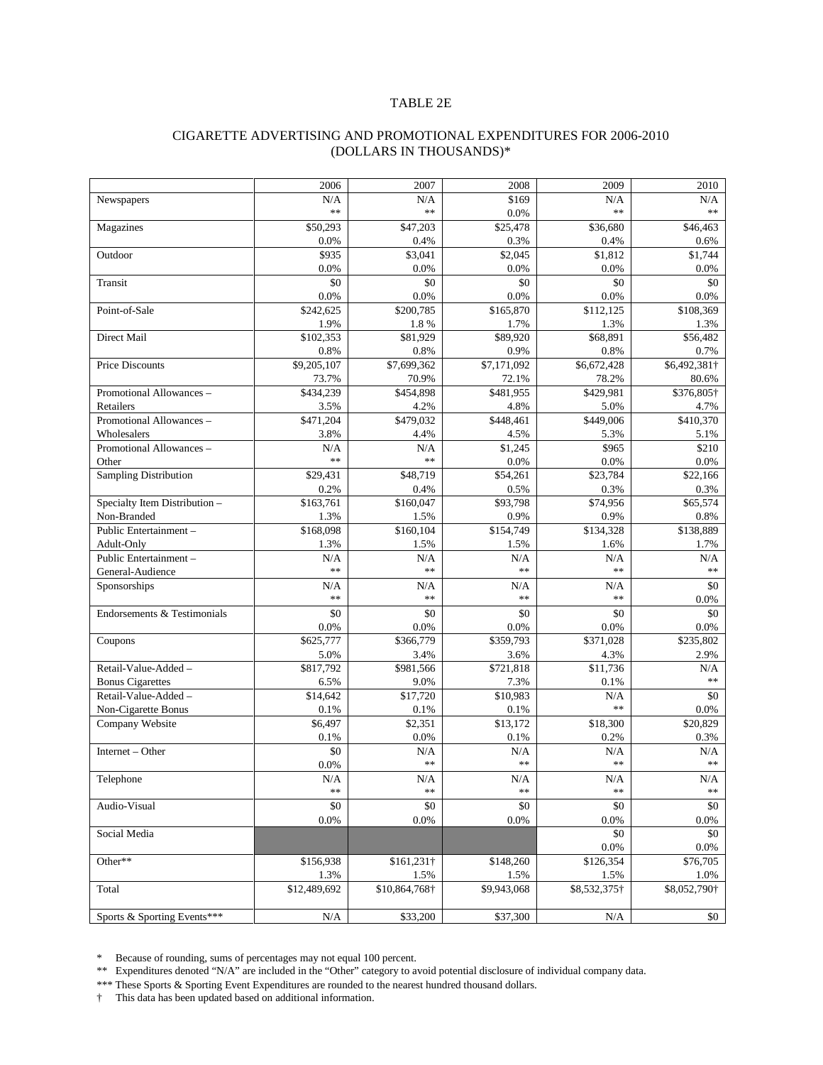TABLE 2E

CIGARETTE ADVERTISING AND PROMOTIONAL EXPENDITURES FOR 2006-2010
(DOLLARS IN THOUSANDS)*

| | 2006 | 2007 | 2008 | 2009 | 2010 |
|---|---|---|---|---|---|
| Newspapers | N/A<br>** | N/A<br>** | $169<br>0.0% | N/A<br>** | N/A<br>** |
| Magazines | $50,293<br>0.0% | $47,203<br>0.4% | $25,478<br>0.3% | $36,680<br>0.4% | $46,463<br>0.6% |
| Outdoor | $935<br>0.0% | $3,041<br>0.0% | $2,045<br>0.0% | $1,812<br>0.0% | $1,744<br>0.0% |
| Transit | $0<br>0.0% | $0<br>0.0% | $0<br>0.0% | $0<br>0.0% | $0<br>0.0% |
| Point-of-Sale | $242,625<br>1.9% | $200,785<br>1.8 % | $165,870<br>1.7% | $112,125<br>1.3% | $108,369<br>1.3% |
| Direct Mail | $102,353<br>0.8% | $81,929<br>0.8% | $89,920<br>0.9% | $68,891<br>0.8% | $56,482<br>0.7% |
| Price Discounts | $9,205,107<br>73.7% | $7,699,362<br>70.9% | $7,171,092<br>72.1% | $6,672,428<br>78.2% | $6,492,381†<br>80.6% |
| Promotional Allowances – Retailers | $434,239<br>3.5% | $454,898<br>4.2% | $481,955<br>4.8% | $429,981<br>5.0% | $376,805†<br>4.7% |
| Promotional Allowances – Wholesalers | $471,204<br>3.8% | $479,032<br>4.4% | $448,461<br>4.5% | $449,006<br>5.3% | $410,370<br>5.1% |
| Promotional Allowances – Other | N/A<br>** | N/A<br>** | $1,245<br>0.0% | $965<br>0.0% | $210<br>0.0% |
| Sampling Distribution | $29,431<br>0.2% | $48,719<br>0.4% | $54,261<br>0.5% | $23,784<br>0.3% | $22,166<br>0.3% |
| Specialty Item Distribution – Non-Branded | $163,761<br>1.3% | $160,047<br>1.5% | $93,798<br>0.9% | $74,956<br>0.9% | $65,574<br>0.8% |
| Public Entertainment – Adult-Only | $168,098<br>1.3% | $160,104<br>1.5% | $154,749<br>1.5% | $134,328<br>1.6% | $138,889<br>1.7% |
| Public Entertainment – General-Audience | N/A<br>** | N/A<br>** | N/A<br>** | N/A<br>** | N/A<br>** |
| Sponsorships | N/A<br>** | N/A<br>** | N/A<br>** | N/A<br>** | $0<br>0.0% |
| Endorsements & Testimonials | $0<br>0.0% | $0<br>0.0% | $0<br>0.0% | $0<br>0.0% | $0<br>0.0% |
| Coupons | $625,777<br>5.0% | $366,779<br>3.4% | $359,793<br>3.6% | $371,028<br>4.3% | $235,802<br>2.9% |
| Retail-Value-Added – Bonus Cigarettes | $817,792<br>6.5% | $981,566<br>9.0% | $721,818<br>7.3% | $11,736<br>0.1% | N/A<br>** |
| Retail-Value-Added – Non-Cigarette Bonus | $14,642<br>0.1% | $17,720<br>0.1% | $10,983<br>0.1% | N/A<br>** | $0<br>0.0% |
| Company Website | $6,497<br>0.1% | $2,351<br>0.0% | $13,172<br>0.1% | $18,300<br>0.2% | $20,829<br>0.3% |
| Internet – Other | $0<br>0.0% | N/A<br>** | N/A<br>** | N/A<br>** | N/A<br>** |
| Telephone | N/A<br>** | N/A<br>** | N/A<br>** | N/A<br>** | N/A<br>** |
| Audio-Visual | $0<br>0.0% | $0<br>0.0% | $0<br>0.0% | $0<br>0.0% | $0<br>0.0% |
| Social Media | | | | $0<br>0.0% | $0<br>0.0% |
| Other** | $156,938<br>1.3% | $161,231†<br>1.5% | $148,260<br>1.5% | $126,354<br>1.5% | $76,705<br>1.0% |
| Total | $12,489,692 | $10,864,768† | $9,943,068 | $8,532,375† | $8,052,790† |
| Sports & Sporting Events*** | N/A | $33,200 | $37,300 | N/A | $0 |

\* Because of rounding, sums of percentages may not equal 100 percent.

** Expenditures denoted "N/A" are included in the "Other" category to avoid potential disclosure of individual company data.

*** These Sports & Sporting Event Expenditures are rounded to the nearest hundred thousand dollars.

† This data has been updated based on additional information.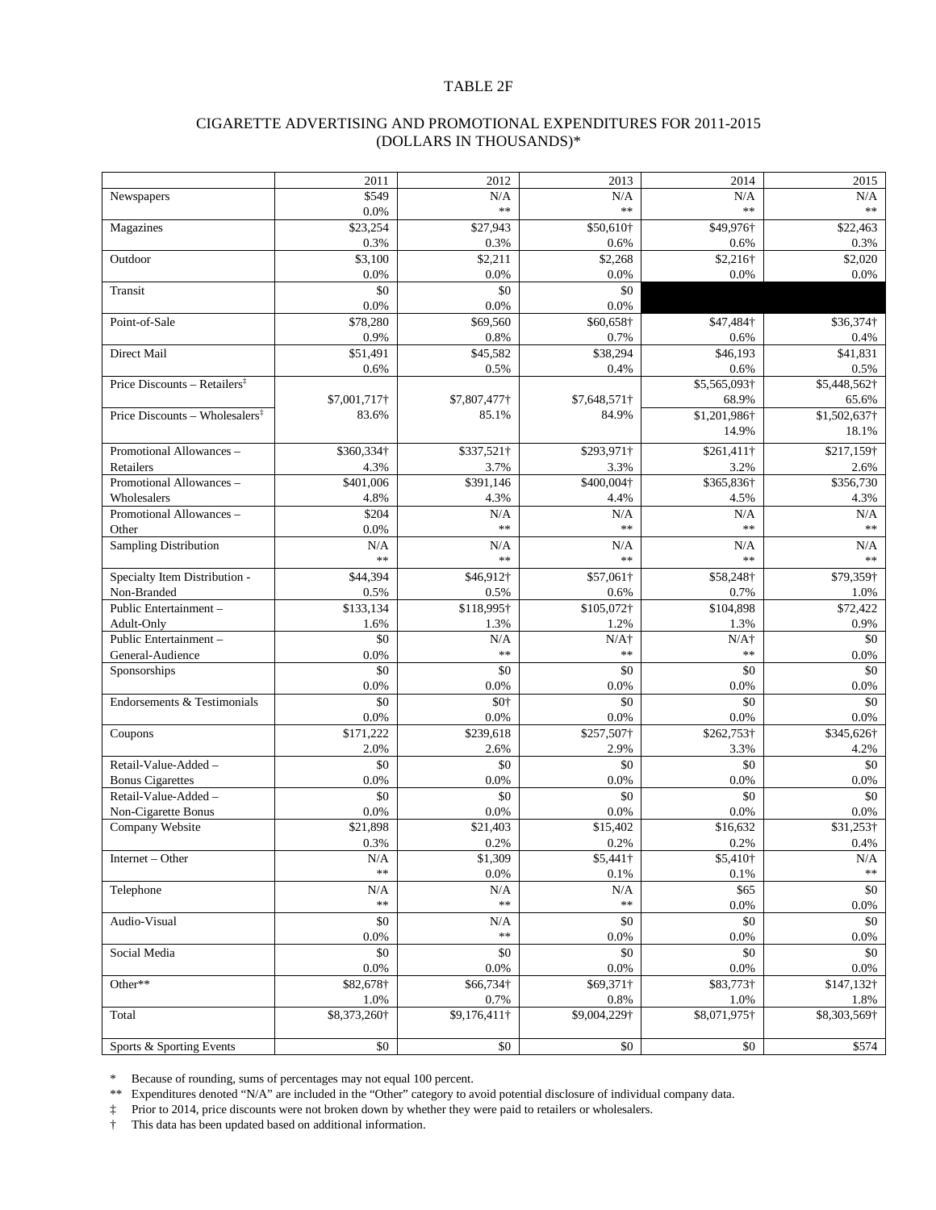# TABLE 2F

## CIGARETTE ADVERTISING AND PROMOTIONAL EXPENDITURES FOR 2011-2015 (DOLLARS IN THOUSANDS)*

| | 2011 | 2012 | 2013 | 2014 | 2015 |
|---|---|---|---|---|---|
| Newspapers | $549<br>0.0% | N/A<br>** | N/A<br>** | N/A<br>** | N/A<br>** |
| Magazines | $23,254<br>0.3% | $27,943<br>0.3% | $50,610†<br>0.6% | $49,976†<br>0.6% | $22,463<br>0.3% |
| Outdoor | $3,100<br>0.0% | $2,211<br>0.0% | $2,268<br>0.0% | $2,216†<br>0.0% | $2,020<br>0.0% |
| Transit | $0<br>0.0% | $0<br>0.0% | $0<br>0.0% | | |
| Point-of-Sale | $78,280<br>0.9% | $69,560<br>0.8% | $60,658†<br>0.7% | $47,484†<br>0.6% | $36,374†<br>0.4% |
| Direct Mail | $51,491<br>0.6% | $45,582<br>0.5% | $38,294<br>0.4% | $46,193<br>0.6% | $41,831<br>0.5% |
| Price Discounts – Retailers‡ | $7,001,717†<br>83.6% | $7,807,477†<br>85.1% | $7,648,571†<br>84.9% | $5,565,093†<br>68.9% | $5,448,562†<br>65.6% |
| Price Discounts – Wholesalers‡ | | | | $1,201,986†<br>14.9% | $1,502,637†<br>18.1% |
| Promotional Allowances – Retailers | $360,334†<br>4.3% | $337,521†<br>3.7% | $293,971†<br>3.3% | $261,411†<br>3.2% | $217,159†<br>2.6% |
| Promotional Allowances – Wholesalers | $401,006<br>4.8% | $391,146<br>4.3% | $400,004†<br>4.4% | $365,836†<br>4.5% | $356,730<br>4.3% |
| Promotional Allowances – Other | $204<br>0.0% | N/A<br>** | N/A<br>** | N/A<br>** | N/A<br>** |
| Sampling Distribution | N/A<br>** | N/A<br>** | N/A<br>** | N/A<br>** | N/A<br>** |
| Specialty Item Distribution - Non-Branded | $44,394<br>0.5% | $46,912†<br>0.5% | $57,061†<br>0.6% | $58,248†<br>0.7% | $79,359†<br>1.0% |
| Public Entertainment – Adult-Only | $133,134<br>1.6% | $118,995†<br>1.3% | $105,072†<br>1.2% | $104,898<br>1.3% | $72,422<br>0.9% |
| Public Entertainment – General-Audience | $0<br>0.0% | N/A<br>** | N/A†<br>** | N/A†<br>** | $0<br>0.0% |
| Sponsorships | $0<br>0.0% | $0<br>0.0% | $0<br>0.0% | $0<br>0.0% | $0<br>0.0% |
| Endorsements & Testimonials | $0<br>0.0% | $0†<br>0.0% | $0<br>0.0% | $0<br>0.0% | $0<br>0.0% |
| Coupons | $171,222<br>2.0% | $239,618<br>2.6% | $257,507†<br>2.9% | $262,753†<br>3.3% | $345,626†<br>4.2% |
| Retail-Value-Added – Bonus Cigarettes | $0<br>0.0% | $0<br>0.0% | $0<br>0.0% | $0<br>0.0% | $0<br>0.0% |
| Retail-Value-Added – Non-Cigarette Bonus | $0<br>0.0% | $0<br>0.0% | $0<br>0.0% | $0<br>0.0% | $0<br>0.0% |
| Company Website | $21,898<br>0.3% | $21,403<br>0.2% | $15,402<br>0.2% | $16,632<br>0.2% | $31,253†<br>0.4% |
| Internet – Other | N/A<br>** | $1,309<br>0.0% | $5,441†<br>0.1% | $5,410†<br>0.1% | N/A<br>** |
| Telephone | N/A<br>** | N/A<br>** | N/A<br>** | $65<br>0.0% | $0<br>0.0% |
| Audio-Visual | $0<br>0.0% | N/A<br>** | $0<br>0.0% | $0<br>0.0% | $0<br>0.0% |
| Social Media | $0<br>0.0% | $0<br>0.0% | $0<br>0.0% | $0<br>0.0% | $0<br>0.0% |
| Other** | $82,678†<br>1.0% | $66,734†<br>0.7% | $69,371†<br>0.8% | $83,773†<br>1.0% | $147,132†<br>1.8% |
| Total | $8,373,260† | $9,176,411† | $9,004,229† | $8,071,975† | $8,303,569† |
| Sports & Sporting Events | $0 | $0 | $0 | $0 | $574 |

\* Because of rounding, sums of percentages may not equal 100 percent.

\*\* Expenditures denoted "N/A" are included in the "Other" category to avoid potential disclosure of individual company data.

‡ Prior to 2014, price discounts were not broken down by whether they were paid to retailers or wholesalers.

† This data has been updated based on additional information.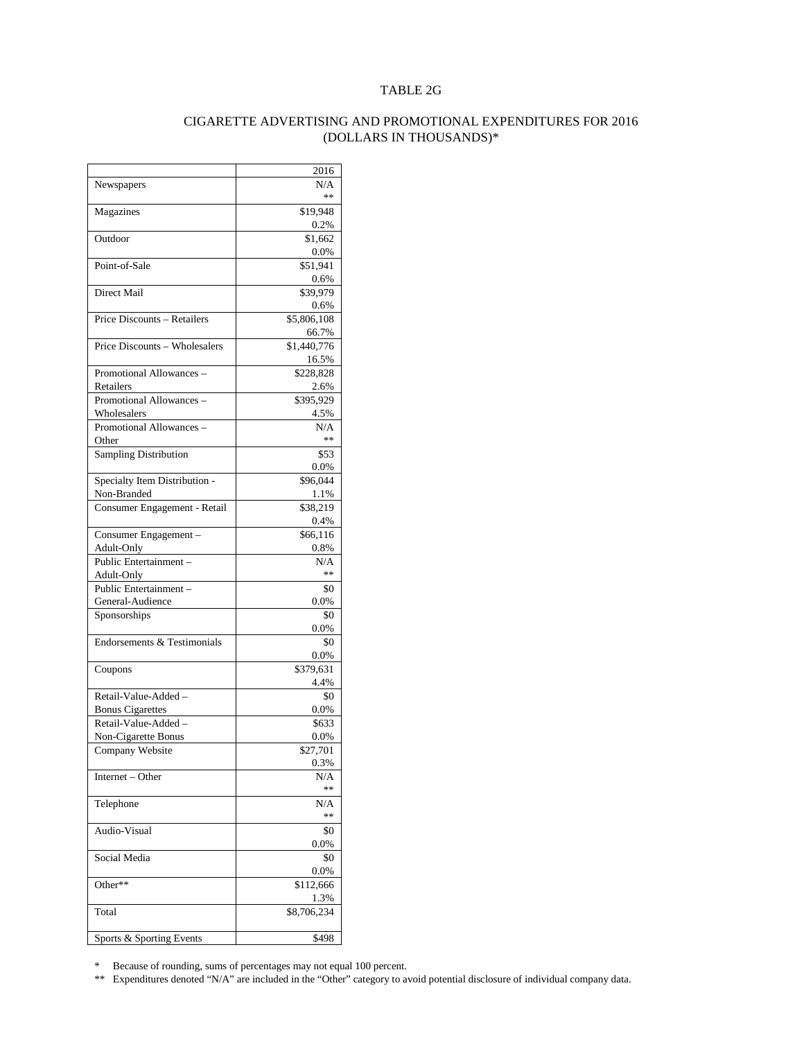TABLE 2G

CIGARETTE ADVERTISING AND PROMOTIONAL EXPENDITURES FOR 2016
(DOLLARS IN THOUSANDS)*

| | 2016 |
|---|---|
| Newspapers | N/A<br>** |
| Magazines | $19,948<br>0.2% |
| Outdoor | $1,662<br>0.0% |
| Point-of-Sale | $51,941<br>0.6% |
| Direct Mail | $39,979<br>0.6% |
| Price Discounts – Retailers | $5,806,108<br>66.7% |
| Price Discounts – Wholesalers | $1,440,776<br>16.5% |
| Promotional Allowances – Retailers | $228,828<br>2.6% |
| Promotional Allowances – Wholesalers | $395,929<br>4.5% |
| Promotional Allowances – Other | N/A<br>** |
| Sampling Distribution | $53<br>0.0% |
| Specialty Item Distribution - Non-Branded | $96,044<br>1.1% |
| Consumer Engagement - Retail | $38,219<br>0.4% |
| Consumer Engagement – Adult-Only | $66,116<br>0.8% |
| Public Entertainment – Adult-Only | N/A<br>** |
| Public Entertainment – General-Audience | $0<br>0.0% |
| Sponsorships | $0<br>0.0% |
| Endorsements & Testimonials | $0<br>0.0% |
| Coupons | $379,631<br>4.4% |
| Retail-Value-Added – Bonus Cigarettes | $0<br>0.0% |
| Retail-Value-Added – Non-Cigarette Bonus | $633<br>0.0% |
| Company Website | $27,701<br>0.3% |
| Internet – Other | N/A<br>** |
| Telephone | N/A<br>** |
| Audio-Visual | $0<br>0.0% |
| Social Media | $0<br>0.0% |
| Other** | $112,666<br>1.3% |
| Total | $8,706,234 |
| Sports & Sporting Events | $498 |

\* Because of rounding, sums of percentages may not equal 100 percent.

** Expenditures denoted "N/A" are included in the "Other" category to avoid potential disclosure of individual company data.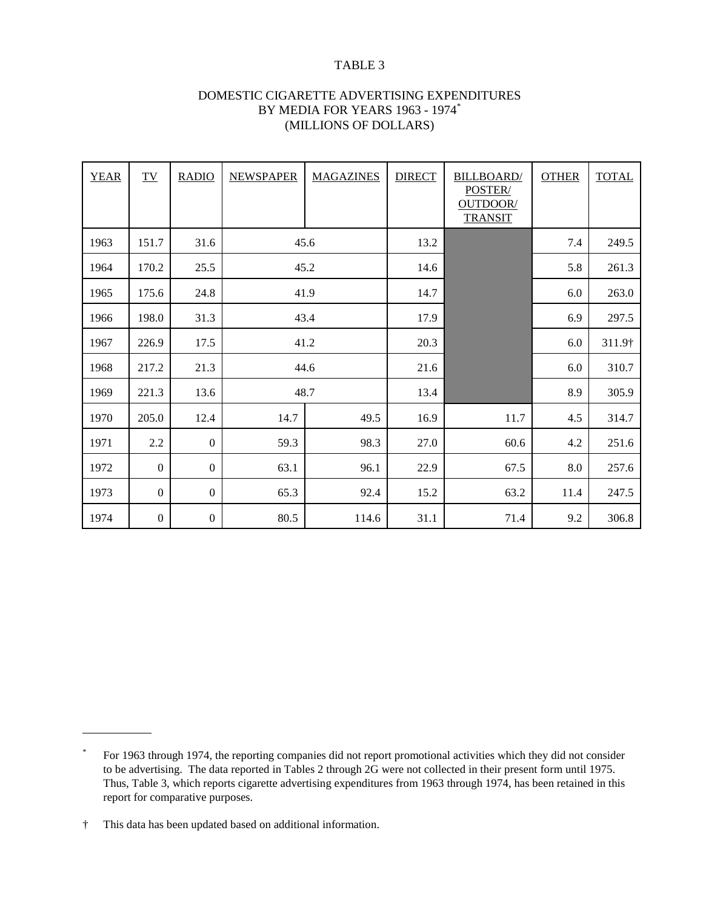TABLE 3

DOMESTIC CIGARETTE ADVERTISING EXPENDITURES BY MEDIA FOR YEARS 1963 - 1974*
(MILLIONS OF DOLLARS)

| YEAR | TV | RADIO | NEWSPAPER | MAGAZINES | DIRECT | BILLBOARD/ POSTER/ OUTDOOR/ TRANSIT | OTHER | TOTAL |
|---|---|---|---|---|---|---|---|---|
| 1963 | 151.7 | 31.6 | 45.6 | | 13.2 | | 7.4 | 249.5 |
| 1964 | 170.2 | 25.5 | 45.2 | | 14.6 | | 5.8 | 261.3 |
| 1965 | 175.6 | 24.8 | 41.9 | | 14.7 | | 6.0 | 263.0 |
| 1966 | 198.0 | 31.3 | 43.4 | | 17.9 | | 6.9 | 297.5 |
| 1967 | 226.9 | 17.5 | 41.2 | | 20.3 | | 6.0 | 311.9† |
| 1968 | 217.2 | 21.3 | 44.6 | | 21.6 | | 6.0 | 310.7 |
| 1969 | 221.3 | 13.6 | 48.7 | | 13.4 | | 8.9 | 305.9 |
| 1970 | 205.0 | 12.4 | 14.7 | 49.5 | 16.9 | 11.7 | 4.5 | 314.7 |
| 1971 | 2.2 | 0 | 59.3 | 98.3 | 27.0 | 60.6 | 4.2 | 251.6 |
| 1972 | 0 | 0 | 63.1 | 96.1 | 22.9 | 67.5 | 8.0 | 257.6 |
| 1973 | 0 | 0 | 65.3 | 92.4 | 15.2 | 63.2 | 11.4 | 247.5 |
| 1974 | 0 | 0 | 80.5 | 114.6 | 31.1 | 71.4 | 9.2 | 306.8 |

\* For 1963 through 1974, the reporting companies did not report promotional activities which they did not consider to be advertising. The data reported in Tables 2 through 2G were not collected in their present form until 1975. Thus, Table 3, which reports cigarette advertising expenditures from 1963 through 1974, has been retained in this report for comparative purposes.

† This data has been updated based on additional information.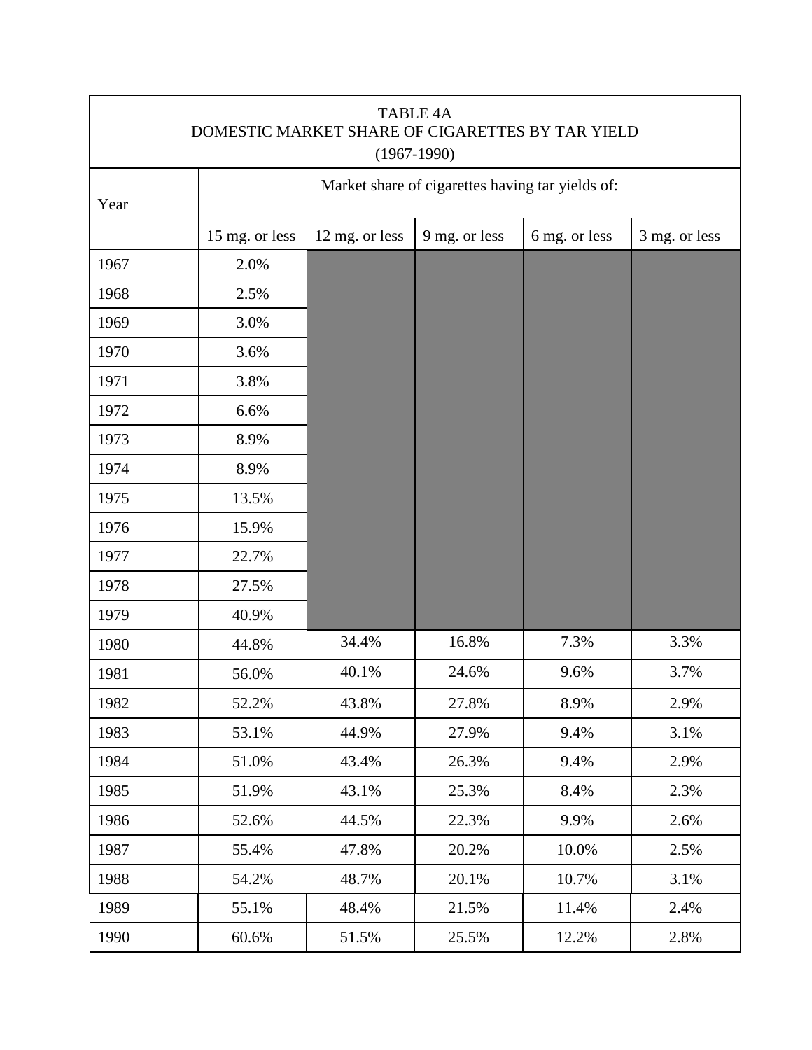TABLE 4A
DOMESTIC MARKET SHARE OF CIGARETTES BY TAR YIELD
(1967-1990)

| Year | Market share of cigarettes having tar yields of: | | | | |
|---|---|---|---|---|---|
| | 15 mg. or less | 12 mg. or less | 9 mg. or less | 6 mg. or less | 3 mg. or less |
| 1967 | 2.0% | | | | |
| 1968 | 2.5% | | | | |
| 1969 | 3.0% | | | | |
| 1970 | 3.6% | | | | |
| 1971 | 3.8% | | | | |
| 1972 | 6.6% | | | | |
| 1973 | 8.9% | | | | |
| 1974 | 8.9% | | | | |
| 1975 | 13.5% | | | | |
| 1976 | 15.9% | | | | |
| 1977 | 22.7% | | | | |
| 1978 | 27.5% | | | | |
| 1979 | 40.9% | | | | |
| 1980 | 44.8% | 34.4% | 16.8% | 7.3% | 3.3% |
| 1981 | 56.0% | 40.1% | 24.6% | 9.6% | 3.7% |
| 1982 | 52.2% | 43.8% | 27.8% | 8.9% | 2.9% |
| 1983 | 53.1% | 44.9% | 27.9% | 9.4% | 3.1% |
| 1984 | 51.0% | 43.4% | 26.3% | 9.4% | 2.9% |
| 1985 | 51.9% | 43.1% | 25.3% | 8.4% | 2.3% |
| 1986 | 52.6% | 44.5% | 22.3% | 9.9% | 2.6% |
| 1987 | 55.4% | 47.8% | 20.2% | 10.0% | 2.5% |
| 1988 | 54.2% | 48.7% | 20.1% | 10.7% | 3.1% |
| 1989 | 55.1% | 48.4% | 21.5% | 11.4% | 2.4% |
| 1990 | 60.6% | 51.5% | 25.5% | 12.2% | 2.8% |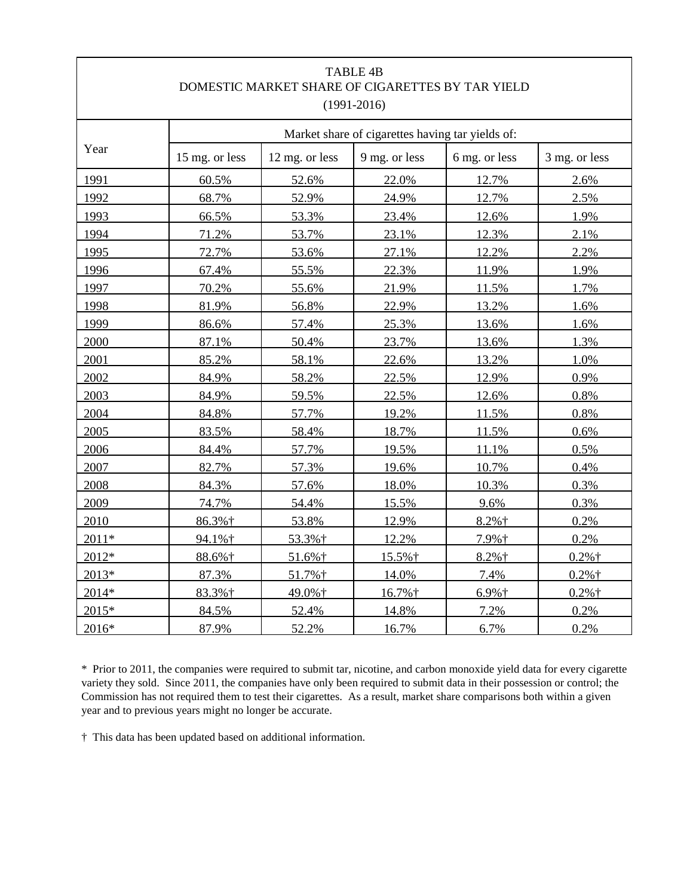TABLE 4B
DOMESTIC MARKET SHARE OF CIGARETTES BY TAR YIELD
(1991-2016)

| Year | Market share of cigarettes having tar yields of: | | | | |
|---|---|---|---|---|---|
| | 15 mg. or less | 12 mg. or less | 9 mg. or less | 6 mg. or less | 3 mg. or less |
| 1991 | 60.5% | 52.6% | 22.0% | 12.7% | 2.6% |
| 1992 | 68.7% | 52.9% | 24.9% | 12.7% | 2.5% |
| 1993 | 66.5% | 53.3% | 23.4% | 12.6% | 1.9% |
| 1994 | 71.2% | 53.7% | 23.1% | 12.3% | 2.1% |
| 1995 | 72.7% | 53.6% | 27.1% | 12.2% | 2.2% |
| 1996 | 67.4% | 55.5% | 22.3% | 11.9% | 1.9% |
| 1997 | 70.2% | 55.6% | 21.9% | 11.5% | 1.7% |
| 1998 | 81.9% | 56.8% | 22.9% | 13.2% | 1.6% |
| 1999 | 86.6% | 57.4% | 25.3% | 13.6% | 1.6% |
| 2000 | 87.1% | 50.4% | 23.7% | 13.6% | 1.3% |
| 2001 | 85.2% | 58.1% | 22.6% | 13.2% | 1.0% |
| 2002 | 84.9% | 58.2% | 22.5% | 12.9% | 0.9% |
| 2003 | 84.9% | 59.5% | 22.5% | 12.6% | 0.8% |
| 2004 | 84.8% | 57.7% | 19.2% | 11.5% | 0.8% |
| 2005 | 83.5% | 58.4% | 18.7% | 11.5% | 0.6% |
| 2006 | 84.4% | 57.7% | 19.5% | 11.1% | 0.5% |
| 2007 | 82.7% | 57.3% | 19.6% | 10.7% | 0.4% |
| 2008 | 84.3% | 57.6% | 18.0% | 10.3% | 0.3% |
| 2009 | 74.7% | 54.4% | 15.5% | 9.6% | 0.3% |
| 2010 | 86.3%† | 53.8% | 12.9% | 8.2%† | 0.2% |
| 2011* | 94.1%† | 53.3%† | 12.2% | 7.9%† | 0.2% |
| 2012* | 88.6%† | 51.6%† | 15.5%† | 8.2%† | 0.2%† |
| 2013* | 87.3% | 51.7%† | 14.0% | 7.4% | 0.2%† |
| 2014* | 83.3%† | 49.0%† | 16.7%† | 6.9%† | 0.2%† |
| 2015* | 84.5% | 52.4% | 14.8% | 7.2% | 0.2% |
| 2016* | 87.9% | 52.2% | 16.7% | 6.7% | 0.2% |

* Prior to 2011, the companies were required to submit tar, nicotine, and carbon monoxide yield data for every cigarette variety they sold. Since 2011, the companies have only been required to submit data in their possession or control; the Commission has not required them to test their cigarettes. As a result, market share comparisons both within a given year and to previous years might no longer be accurate.

† This data has been updated based on additional information.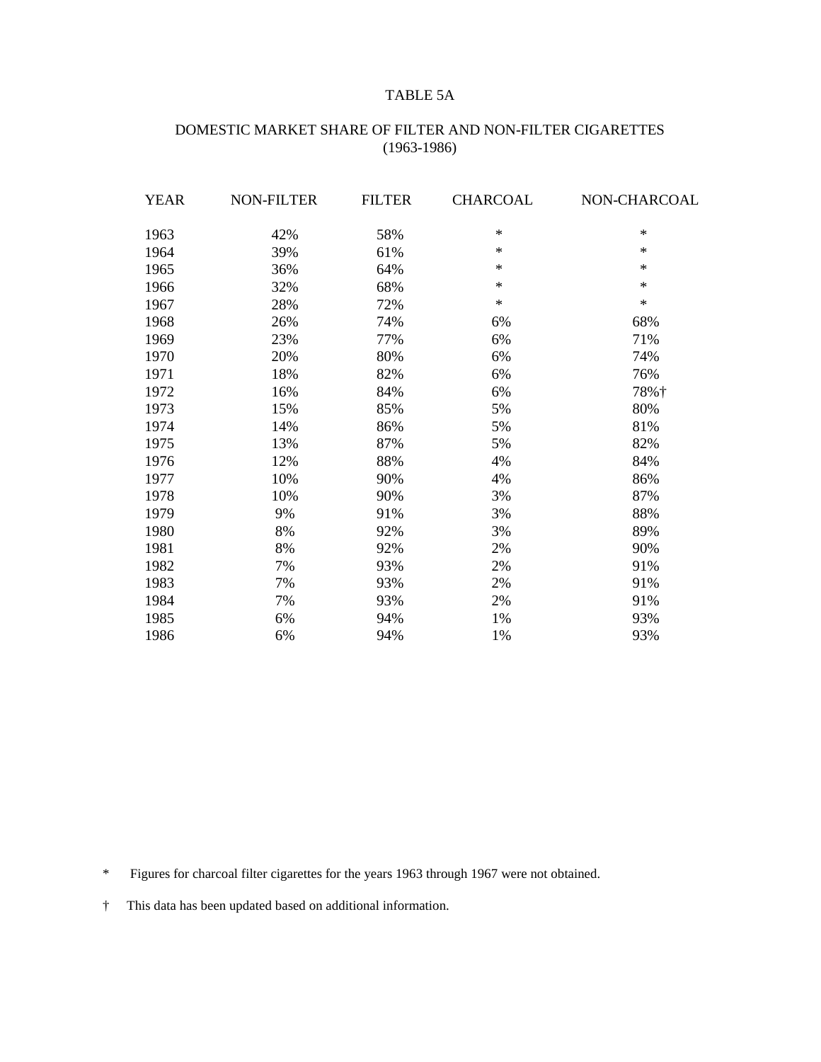# TABLE 5A

## DOMESTIC MARKET SHARE OF FILTER AND NON-FILTER CIGARETTES (1963-1986)

| YEAR | NON-FILTER | FILTER | CHARCOAL | NON-CHARCOAL |
|---|---|---|---|---|
| 1963 | 42% | 58% | * | * |
| 1964 | 39% | 61% | * | * |
| 1965 | 36% | 64% | * | * |
| 1966 | 32% | 68% | * | * |
| 1967 | 28% | 72% | * | * |
| 1968 | 26% | 74% | 6% | 68% |
| 1969 | 23% | 77% | 6% | 71% |
| 1970 | 20% | 80% | 6% | 74% |
| 1971 | 18% | 82% | 6% | 76% |
| 1972 | 16% | 84% | 6% | 78%† |
| 1973 | 15% | 85% | 5% | 80% |
| 1974 | 14% | 86% | 5% | 81% |
| 1975 | 13% | 87% | 5% | 82% |
| 1976 | 12% | 88% | 4% | 84% |
| 1977 | 10% | 90% | 4% | 86% |
| 1978 | 10% | 90% | 3% | 87% |
| 1979 | 9% | 91% | 3% | 88% |
| 1980 | 8% | 92% | 3% | 89% |
| 1981 | 8% | 92% | 2% | 90% |
| 1982 | 7% | 93% | 2% | 91% |
| 1983 | 7% | 93% | 2% | 91% |
| 1984 | 7% | 93% | 2% | 91% |
| 1985 | 6% | 94% | 1% | 93% |
| 1986 | 6% | 94% | 1% | 93% |

\* Figures for charcoal filter cigarettes for the years 1963 through 1967 were not obtained.

† This data has been updated based on additional information.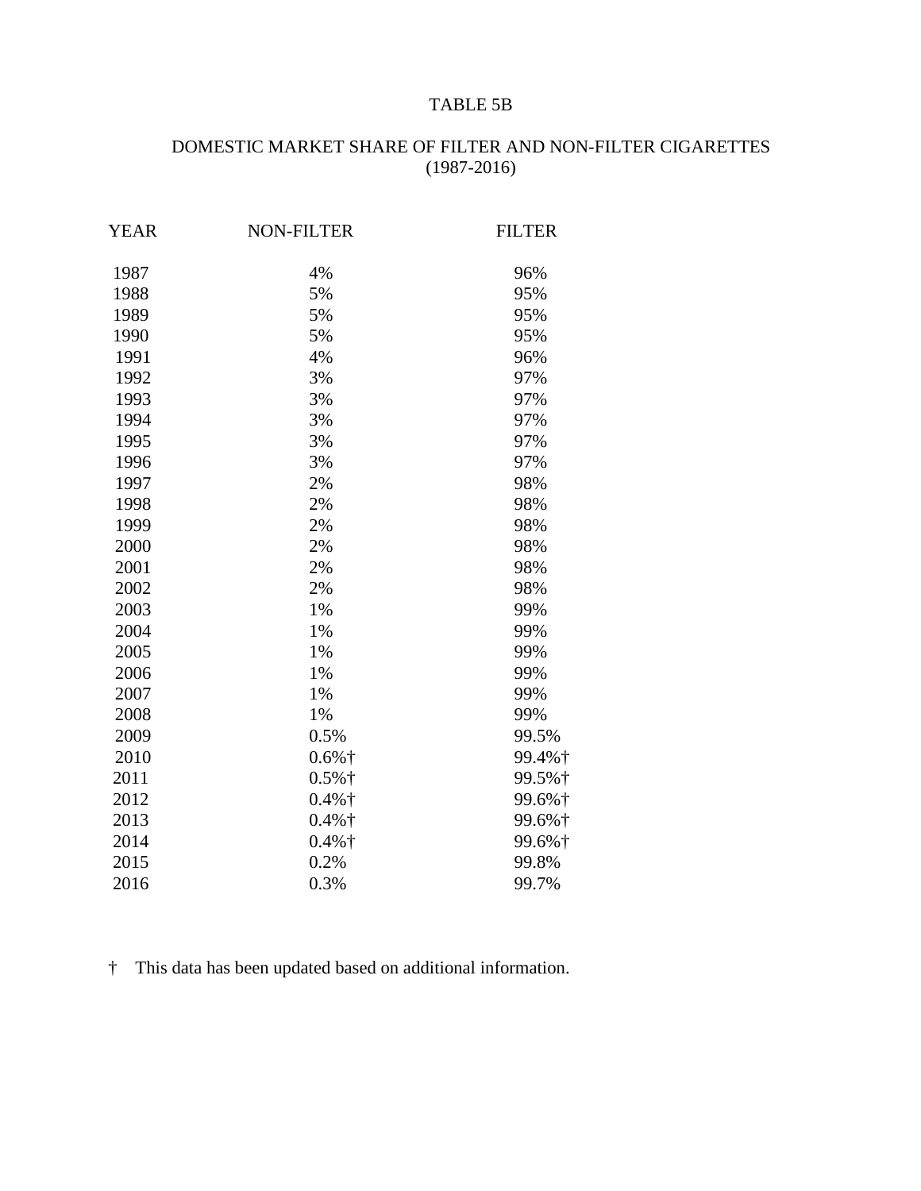TABLE 5B

DOMESTIC MARKET SHARE OF FILTER AND NON-FILTER CIGARETTES
(1987-2016)

| YEAR | NON-FILTER | FILTER |
|---|---|---|
| 1987 | 4% | 96% |
| 1988 | 5% | 95% |
| 1989 | 5% | 95% |
| 1990 | 5% | 95% |
| 1991 | 4% | 96% |
| 1992 | 3% | 97% |
| 1993 | 3% | 97% |
| 1994 | 3% | 97% |
| 1995 | 3% | 97% |
| 1996 | 3% | 97% |
| 1997 | 2% | 98% |
| 1998 | 2% | 98% |
| 1999 | 2% | 98% |
| 2000 | 2% | 98% |
| 2001 | 2% | 98% |
| 2002 | 2% | 98% |
| 2003 | 1% | 99% |
| 2004 | 1% | 99% |
| 2005 | 1% | 99% |
| 2006 | 1% | 99% |
| 2007 | 1% | 99% |
| 2008 | 1% | 99% |
| 2009 | 0.5% | 99.5% |
| 2010 | 0.6%† | 99.4%† |
| 2011 | 0.5%† | 99.5%† |
| 2012 | 0.4%† | 99.6%† |
| 2013 | 0.4%† | 99.6%† |
| 2014 | 0.4%† | 99.6%† |
| 2015 | 0.2% | 99.8% |
| 2016 | 0.3% | 99.7% |

† This data has been updated based on additional information.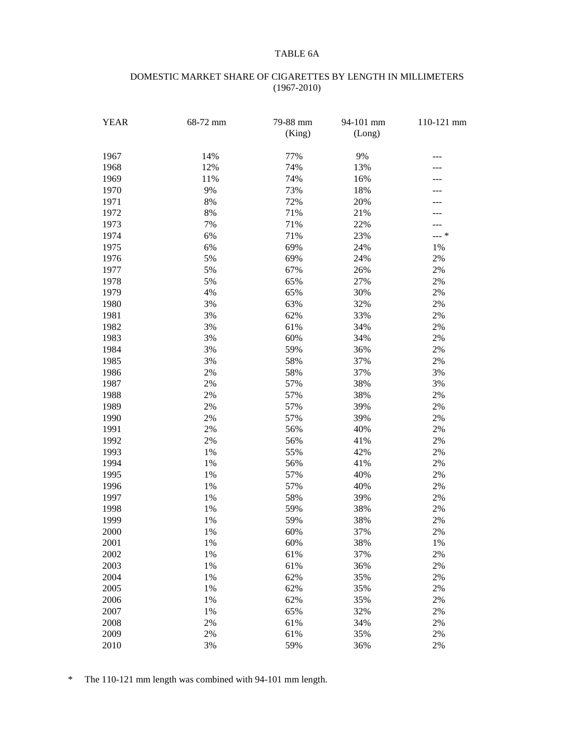TABLE 6A

DOMESTIC MARKET SHARE OF CIGARETTES BY LENGTH IN MILLIMETERS
(1967-2010)

| YEAR | 68-72 mm | 79-88 mm (King) | 94-101 mm (Long) | 110-121 mm |
|---|---|---|---|---|
| 1967 | 14% | 77% | 9% | --- |
| 1968 | 12% | 74% | 13% | --- |
| 1969 | 11% | 74% | 16% | --- |
| 1970 | 9% | 73% | 18% | --- |
| 1971 | 8% | 72% | 20% | --- |
| 1972 | 8% | 71% | 21% | --- |
| 1973 | 7% | 71% | 22% | --- |
| 1974 | 6% | 71% | 23% | --- * |
| 1975 | 6% | 69% | 24% | 1% |
| 1976 | 5% | 69% | 24% | 2% |
| 1977 | 5% | 67% | 26% | 2% |
| 1978 | 5% | 65% | 27% | 2% |
| 1979 | 4% | 65% | 30% | 2% |
| 1980 | 3% | 63% | 32% | 2% |
| 1981 | 3% | 62% | 33% | 2% |
| 1982 | 3% | 61% | 34% | 2% |
| 1983 | 3% | 60% | 34% | 2% |
| 1984 | 3% | 59% | 36% | 2% |
| 1985 | 3% | 58% | 37% | 2% |
| 1986 | 2% | 58% | 37% | 3% |
| 1987 | 2% | 57% | 38% | 3% |
| 1988 | 2% | 57% | 38% | 2% |
| 1989 | 2% | 57% | 39% | 2% |
| 1990 | 2% | 57% | 39% | 2% |
| 1991 | 2% | 56% | 40% | 2% |
| 1992 | 2% | 56% | 41% | 2% |
| 1993 | 1% | 55% | 42% | 2% |
| 1994 | 1% | 56% | 41% | 2% |
| 1995 | 1% | 57% | 40% | 2% |
| 1996 | 1% | 57% | 40% | 2% |
| 1997 | 1% | 58% | 39% | 2% |
| 1998 | 1% | 59% | 38% | 2% |
| 1999 | 1% | 59% | 38% | 2% |
| 2000 | 1% | 60% | 37% | 2% |
| 2001 | 1% | 60% | 38% | 1% |
| 2002 | 1% | 61% | 37% | 2% |
| 2003 | 1% | 61% | 36% | 2% |
| 2004 | 1% | 62% | 35% | 2% |
| 2005 | 1% | 62% | 35% | 2% |
| 2006 | 1% | 62% | 35% | 2% |
| 2007 | 1% | 65% | 32% | 2% |
| 2008 | 2% | 61% | 34% | 2% |
| 2009 | 2% | 61% | 35% | 2% |
| 2010 | 3% | 59% | 36% | 2% |

\* The 110-121 mm length was combined with 94-101 mm length.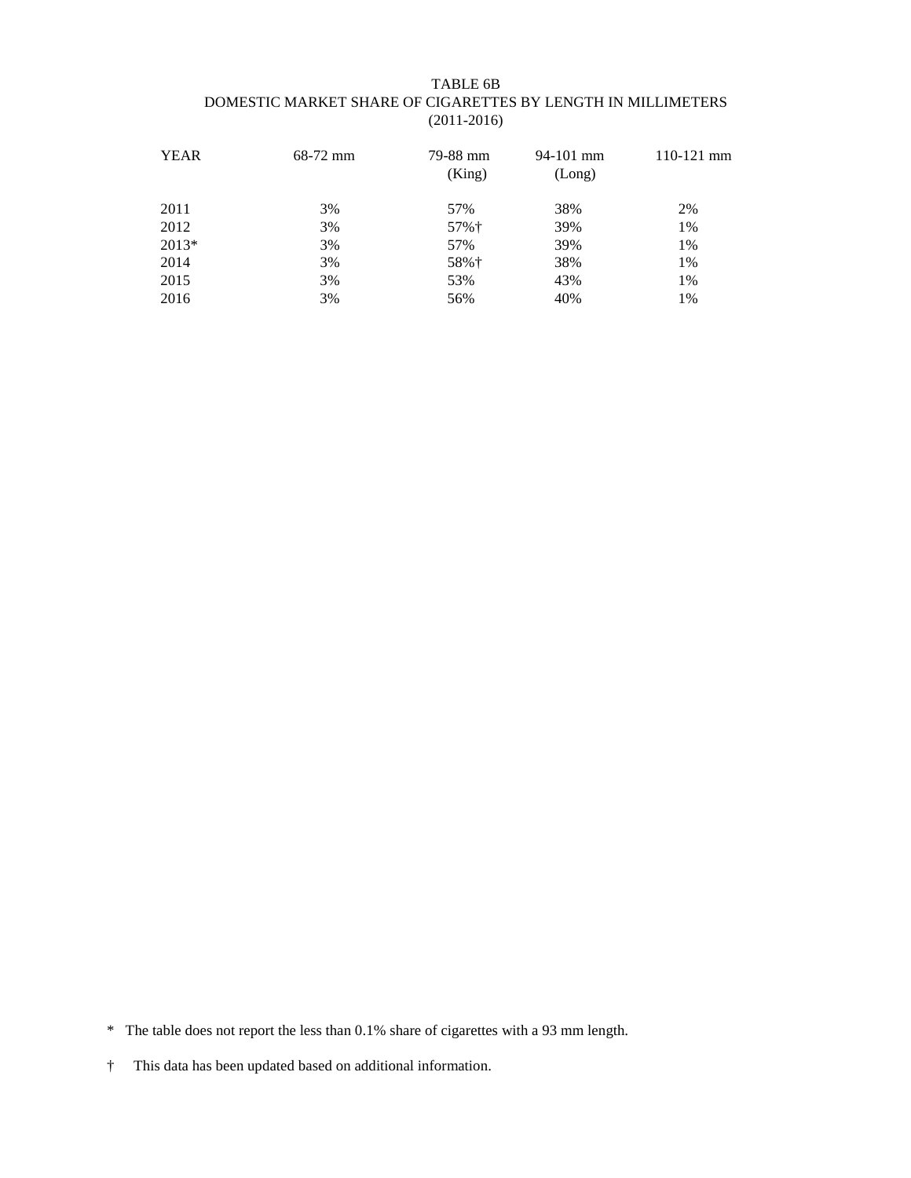# TABLE 6B
## DOMESTIC MARKET SHARE OF CIGARETTES BY LENGTH IN MILLIMETERS
## (2011-2016)

| YEAR | 68-72 mm | 79-88 mm (King) | 94-101 mm (Long) | 110-121 mm |
|---|---|---|---|---|
| 2011 | 3% | 57% | 38% | 2% |
| 2012 | 3% | 57%† | 39% | 1% |
| 2013* | 3% | 57% | 39% | 1% |
| 2014 | 3% | 58%† | 38% | 1% |
| 2015 | 3% | 53% | 43% | 1% |
| 2016 | 3% | 56% | 40% | 1% |

* The table does not report the less than 0.1% share of cigarettes with a 93 mm length.

† This data has been updated based on additional information.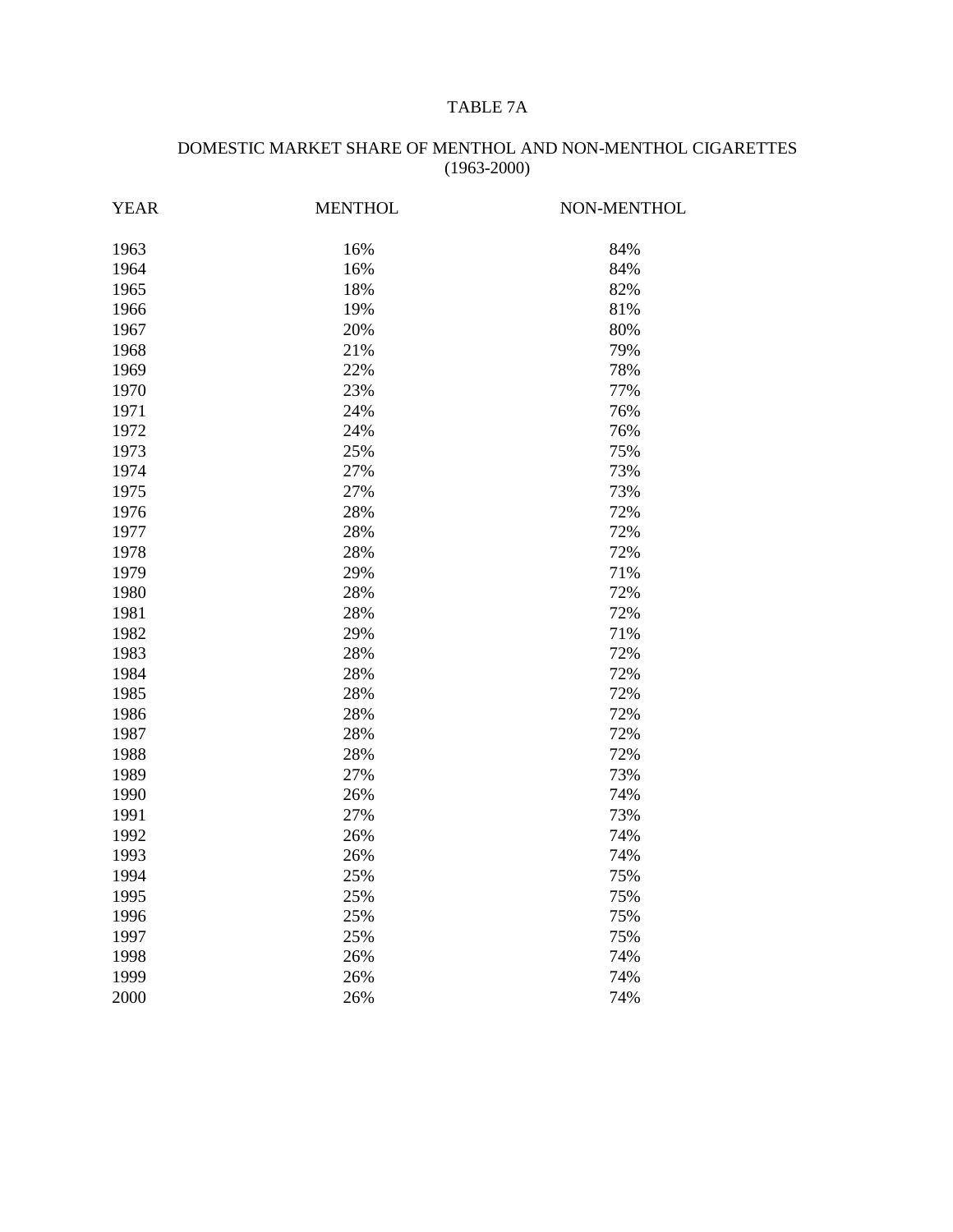# TABLE 7A

## DOMESTIC MARKET SHARE OF MENTHOL AND NON-MENTHOL CIGARETTES (1963-2000)

| YEAR | MENTHOL | NON-MENTHOL |
|---|---|---|
| 1963 | 16% | 84% |
| 1964 | 16% | 84% |
| 1965 | 18% | 82% |
| 1966 | 19% | 81% |
| 1967 | 20% | 80% |
| 1968 | 21% | 79% |
| 1969 | 22% | 78% |
| 1970 | 23% | 77% |
| 1971 | 24% | 76% |
| 1972 | 24% | 76% |
| 1973 | 25% | 75% |
| 1974 | 27% | 73% |
| 1975 | 27% | 73% |
| 1976 | 28% | 72% |
| 1977 | 28% | 72% |
| 1978 | 28% | 72% |
| 1979 | 29% | 71% |
| 1980 | 28% | 72% |
| 1981 | 28% | 72% |
| 1982 | 29% | 71% |
| 1983 | 28% | 72% |
| 1984 | 28% | 72% |
| 1985 | 28% | 72% |
| 1986 | 28% | 72% |
| 1987 | 28% | 72% |
| 1988 | 28% | 72% |
| 1989 | 27% | 73% |
| 1990 | 26% | 74% |
| 1991 | 27% | 73% |
| 1992 | 26% | 74% |
| 1993 | 26% | 74% |
| 1994 | 25% | 75% |
| 1995 | 25% | 75% |
| 1996 | 25% | 75% |
| 1997 | 25% | 75% |
| 1998 | 26% | 74% |
| 1999 | 26% | 74% |
| 2000 | 26% | 74% |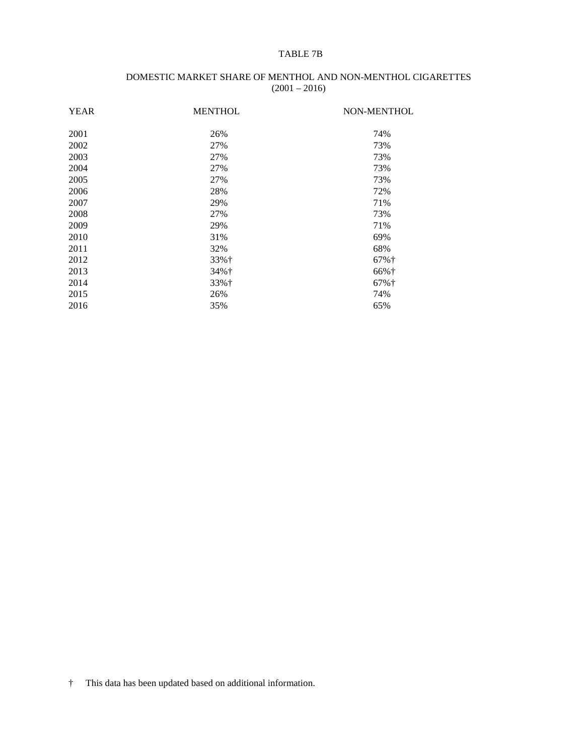# TABLE 7B

## DOMESTIC MARKET SHARE OF MENTHOL AND NON-MENTHOL CIGARETTES (2001 – 2016)

| YEAR | MENTHOL | NON-MENTHOL |
|---|---|---|
| 2001 | 26% | 74% |
| 2002 | 27% | 73% |
| 2003 | 27% | 73% |
| 2004 | 27% | 73% |
| 2005 | 27% | 73% |
| 2006 | 28% | 72% |
| 2007 | 29% | 71% |
| 2008 | 27% | 73% |
| 2009 | 29% | 71% |
| 2010 | 31% | 69% |
| 2011 | 32% | 68% |
| 2012 | 33%† | 67%† |
| 2013 | 34%† | 66%† |
| 2014 | 33%† | 67%† |
| 2015 | 26% | 74% |
| 2016 | 35% | 65% |

† This data has been updated based on additional information.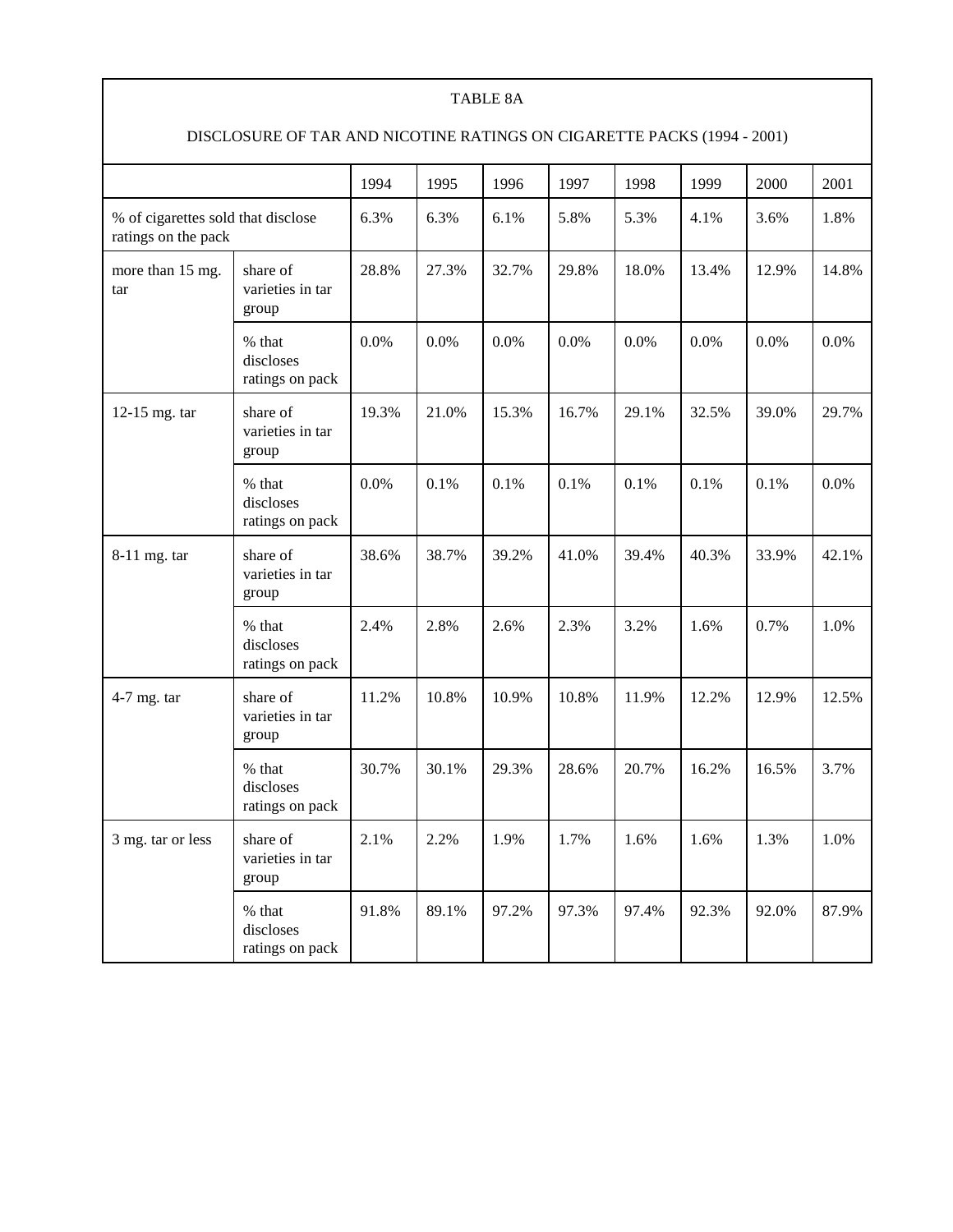TABLE 8A

DISCLOSURE OF TAR AND NICOTINE RATINGS ON CIGARETTE PACKS (1994 - 2001)

| | | 1994 | 1995 | 1996 | 1997 | 1998 | 1999 | 2000 | 2001 |
|---|---|---|---|---|---|---|---|---|---|
| % of cigarettes sold that disclose ratings on the pack | | 6.3% | 6.3% | 6.1% | 5.8% | 5.3% | 4.1% | 3.6% | 1.8% |
| more than 15 mg. tar | share of varieties in tar group | 28.8% | 27.3% | 32.7% | 29.8% | 18.0% | 13.4% | 12.9% | 14.8% |
| | % that discloses ratings on pack | 0.0% | 0.0% | 0.0% | 0.0% | 0.0% | 0.0% | 0.0% | 0.0% |
| 12-15 mg. tar | share of varieties in tar group | 19.3% | 21.0% | 15.3% | 16.7% | 29.1% | 32.5% | 39.0% | 29.7% |
| | % that discloses ratings on pack | 0.0% | 0.1% | 0.1% | 0.1% | 0.1% | 0.1% | 0.1% | 0.0% |
| 8-11 mg. tar | share of varieties in tar group | 38.6% | 38.7% | 39.2% | 41.0% | 39.4% | 40.3% | 33.9% | 42.1% |
| | % that discloses ratings on pack | 2.4% | 2.8% | 2.6% | 2.3% | 3.2% | 1.6% | 0.7% | 1.0% |
| 4-7 mg. tar | share of varieties in tar group | 11.2% | 10.8% | 10.9% | 10.8% | 11.9% | 12.2% | 12.9% | 12.5% |
| | % that discloses ratings on pack | 30.7% | 30.1% | 29.3% | 28.6% | 20.7% | 16.2% | 16.5% | 3.7% |
| 3 mg. tar or less | share of varieties in tar group | 2.1% | 2.2% | 1.9% | 1.7% | 1.6% | 1.6% | 1.3% | 1.0% |
| | % that discloses ratings on pack | 91.8% | 89.1% | 97.2% | 97.3% | 97.4% | 92.3% | 92.0% | 87.9% |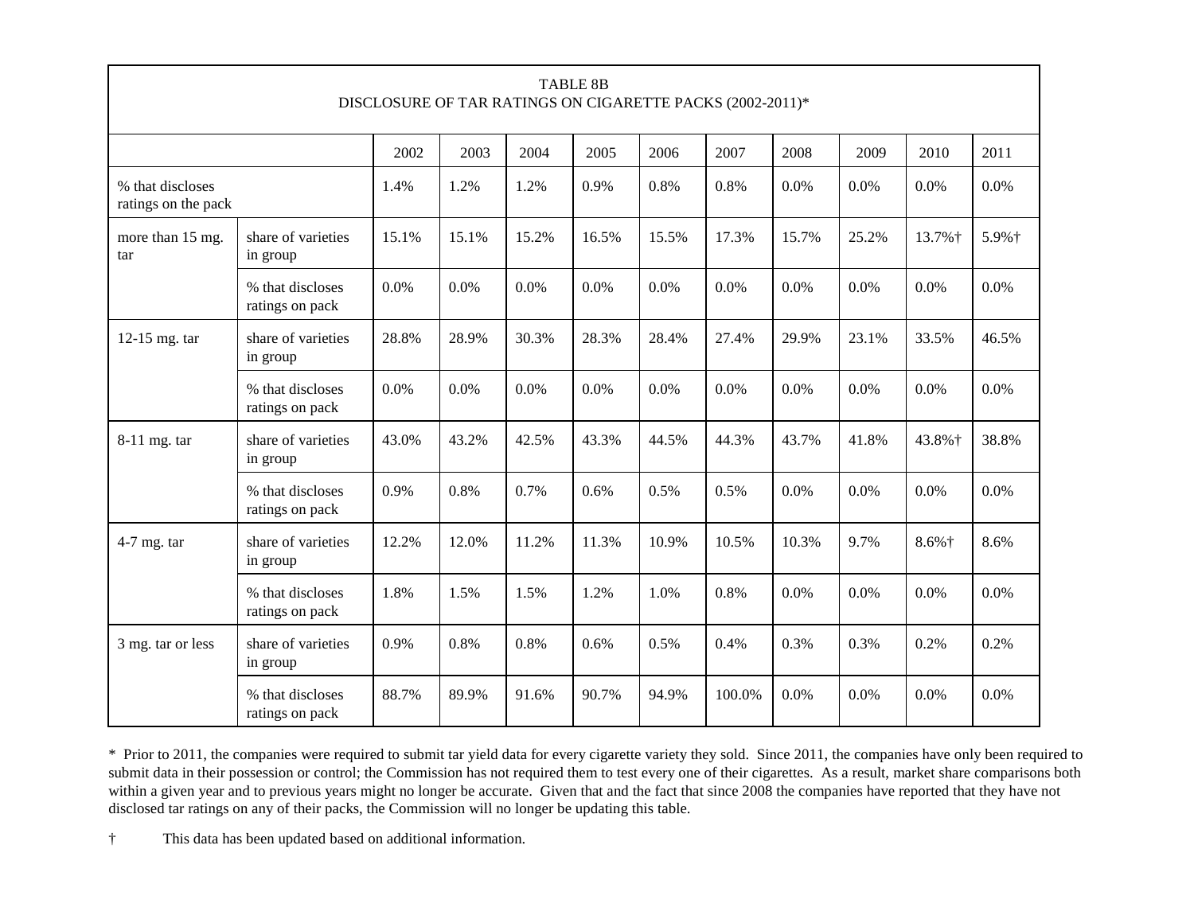| TABLE 8B DISCLOSURE OF TAR RATINGS ON CIGARETTE PACKS (2002-2011)* | | | | | | | | | | | |
|---|---|---|---|---|---|---|---|---|---|---|---|
| | | 2002 | 2003 | 2004 | 2005 | 2006 | 2007 | 2008 | 2009 | 2010 | 2011 |
| % that discloses ratings on the pack | | 1.4% | 1.2% | 1.2% | 0.9% | 0.8% | 0.8% | 0.0% | 0.0% | 0.0% | 0.0% |
| more than 15 mg. tar | share of varieties in group | 15.1% | 15.1% | 15.2% | 16.5% | 15.5% | 17.3% | 15.7% | 25.2% | 13.7%† | 5.9%† |
| | % that discloses ratings on pack | 0.0% | 0.0% | 0.0% | 0.0% | 0.0% | 0.0% | 0.0% | 0.0% | 0.0% | 0.0% |
| 12-15 mg. tar | share of varieties in group | 28.8% | 28.9% | 30.3% | 28.3% | 28.4% | 27.4% | 29.9% | 23.1% | 33.5% | 46.5% |
| | % that discloses ratings on pack | 0.0% | 0.0% | 0.0% | 0.0% | 0.0% | 0.0% | 0.0% | 0.0% | 0.0% | 0.0% |
| 8-11 mg. tar | share of varieties in group | 43.0% | 43.2% | 42.5% | 43.3% | 44.5% | 44.3% | 43.7% | 41.8% | 43.8%† | 38.8% |
| | % that discloses ratings on pack | 0.9% | 0.8% | 0.7% | 0.6% | 0.5% | 0.5% | 0.0% | 0.0% | 0.0% | 0.0% |
| 4-7 mg. tar | share of varieties in group | 12.2% | 12.0% | 11.2% | 11.3% | 10.9% | 10.5% | 10.3% | 9.7% | 8.6%† | 8.6% |
| | % that discloses ratings on pack | 1.8% | 1.5% | 1.5% | 1.2% | 1.0% | 0.8% | 0.0% | 0.0% | 0.0% | 0.0% |
| 3 mg. tar or less | share of varieties in group | 0.9% | 0.8% | 0.8% | 0.6% | 0.5% | 0.4% | 0.3% | 0.3% | 0.2% | 0.2% |
| | % that discloses ratings on pack | 88.7% | 89.9% | 91.6% | 90.7% | 94.9% | 100.0% | 0.0% | 0.0% | 0.0% | 0.0% |

\* Prior to 2011, the companies were required to submit tar yield data for every cigarette variety they sold. Since 2011, the companies have only been required to submit data in their possession or control; the Commission has not required them to test every one of their cigarettes. As a result, market share comparisons both within a given year and to previous years might no longer be accurate. Given that and the fact that since 2008 the companies have reported that they have not disclosed tar ratings on any of their packs, the Commission will no longer be updating this table.

† This data has been updated based on additional information.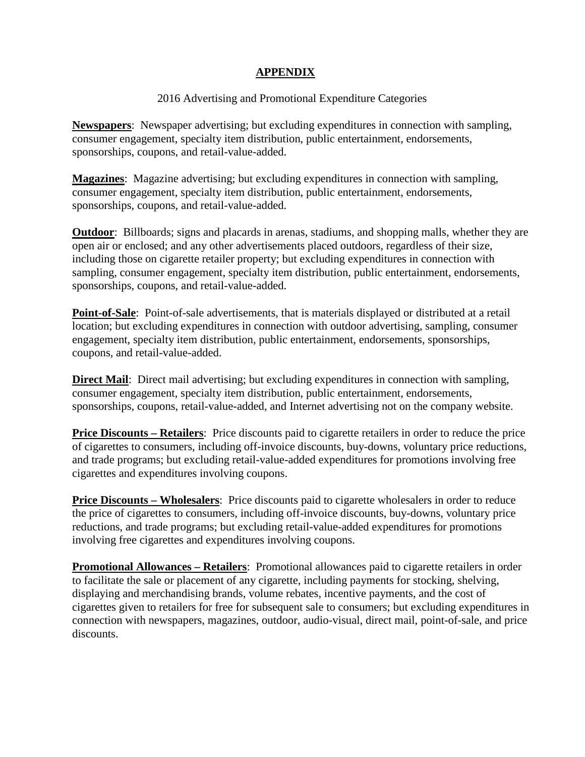## APPENDIX

2016 Advertising and Promotional Expenditure Categories

**Newspapers**: Newspaper advertising; but excluding expenditures in connection with sampling, consumer engagement, specialty item distribution, public entertainment, endorsements, sponsorships, coupons, and retail-value-added.

**Magazines**: Magazine advertising; but excluding expenditures in connection with sampling, consumer engagement, specialty item distribution, public entertainment, endorsements, sponsorships, coupons, and retail-value-added.

**Outdoor**: Billboards; signs and placards in arenas, stadiums, and shopping malls, whether they are open air or enclosed; and any other advertisements placed outdoors, regardless of their size, including those on cigarette retailer property; but excluding expenditures in connection with sampling, consumer engagement, specialty item distribution, public entertainment, endorsements, sponsorships, coupons, and retail-value-added.

**Point-of-Sale**: Point-of-sale advertisements, that is materials displayed or distributed at a retail location; but excluding expenditures in connection with outdoor advertising, sampling, consumer engagement, specialty item distribution, public entertainment, endorsements, sponsorships, coupons, and retail-value-added.

**Direct Mail**: Direct mail advertising; but excluding expenditures in connection with sampling, consumer engagement, specialty item distribution, public entertainment, endorsements, sponsorships, coupons, retail-value-added, and Internet advertising not on the company website.

**Price Discounts – Retailers**: Price discounts paid to cigarette retailers in order to reduce the price of cigarettes to consumers, including off-invoice discounts, buy-downs, voluntary price reductions, and trade programs; but excluding retail-value-added expenditures for promotions involving free cigarettes and expenditures involving coupons.

**Price Discounts – Wholesalers**: Price discounts paid to cigarette wholesalers in order to reduce the price of cigarettes to consumers, including off-invoice discounts, buy-downs, voluntary price reductions, and trade programs; but excluding retail-value-added expenditures for promotions involving free cigarettes and expenditures involving coupons.

**Promotional Allowances – Retailers**: Promotional allowances paid to cigarette retailers in order to facilitate the sale or placement of any cigarette, including payments for stocking, shelving, displaying and merchandising brands, volume rebates, incentive payments, and the cost of cigarettes given to retailers for free for subsequent sale to consumers; but excluding expenditures in connection with newspapers, magazines, outdoor, audio-visual, direct mail, point-of-sale, and price discounts.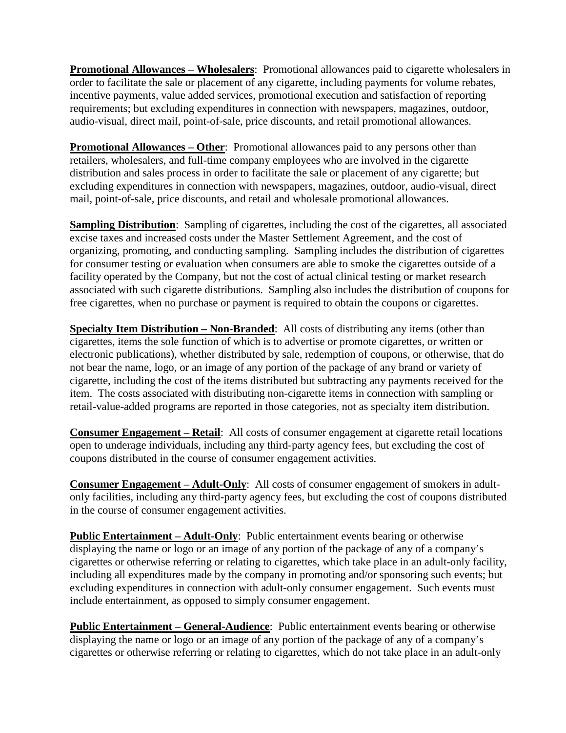**<u>Promotional Allowances – Wholesalers</u>**: Promotional allowances paid to cigarette wholesalers in order to facilitate the sale or placement of any cigarette, including payments for volume rebates, incentive payments, value added services, promotional execution and satisfaction of reporting requirements; but excluding expenditures in connection with newspapers, magazines, outdoor, audio-visual, direct mail, point-of-sale, price discounts, and retail promotional allowances.

**<u>Promotional Allowances – Other</u>**: Promotional allowances paid to any persons other than retailers, wholesalers, and full-time company employees who are involved in the cigarette distribution and sales process in order to facilitate the sale or placement of any cigarette; but excluding expenditures in connection with newspapers, magazines, outdoor, audio-visual, direct mail, point-of-sale, price discounts, and retail and wholesale promotional allowances.

**<u>Sampling Distribution</u>**: Sampling of cigarettes, including the cost of the cigarettes, all associated excise taxes and increased costs under the Master Settlement Agreement, and the cost of organizing, promoting, and conducting sampling. Sampling includes the distribution of cigarettes for consumer testing or evaluation when consumers are able to smoke the cigarettes outside of a facility operated by the Company, but not the cost of actual clinical testing or market research associated with such cigarette distributions. Sampling also includes the distribution of coupons for free cigarettes, when no purchase or payment is required to obtain the coupons or cigarettes.

**<u>Specialty Item Distribution – Non-Branded</u>**: All costs of distributing any items (other than cigarettes, items the sole function of which is to advertise or promote cigarettes, or written or electronic publications), whether distributed by sale, redemption of coupons, or otherwise, that do not bear the name, logo, or an image of any portion of the package of any brand or variety of cigarette, including the cost of the items distributed but subtracting any payments received for the item. The costs associated with distributing non-cigarette items in connection with sampling or retail-value-added programs are reported in those categories, not as specialty item distribution.

**<u>Consumer Engagement – Retail</u>**: All costs of consumer engagement at cigarette retail locations open to underage individuals, including any third-party agency fees, but excluding the cost of coupons distributed in the course of consumer engagement activities.

**<u>Consumer Engagement – Adult-Only</u>**: All costs of consumer engagement of smokers in adult-only facilities, including any third-party agency fees, but excluding the cost of coupons distributed in the course of consumer engagement activities.

**<u>Public Entertainment – Adult-Only</u>**: Public entertainment events bearing or otherwise displaying the name or logo or an image of any portion of the package of any of a company's cigarettes or otherwise referring or relating to cigarettes, which take place in an adult-only facility, including all expenditures made by the company in promoting and/or sponsoring such events; but excluding expenditures in connection with adult-only consumer engagement. Such events must include entertainment, as opposed to simply consumer engagement.

**<u>Public Entertainment – General-Audience</u>**: Public entertainment events bearing or otherwise displaying the name or logo or an image of any portion of the package of any of a company's cigarettes or otherwise referring or relating to cigarettes, which do not take place in an adult-only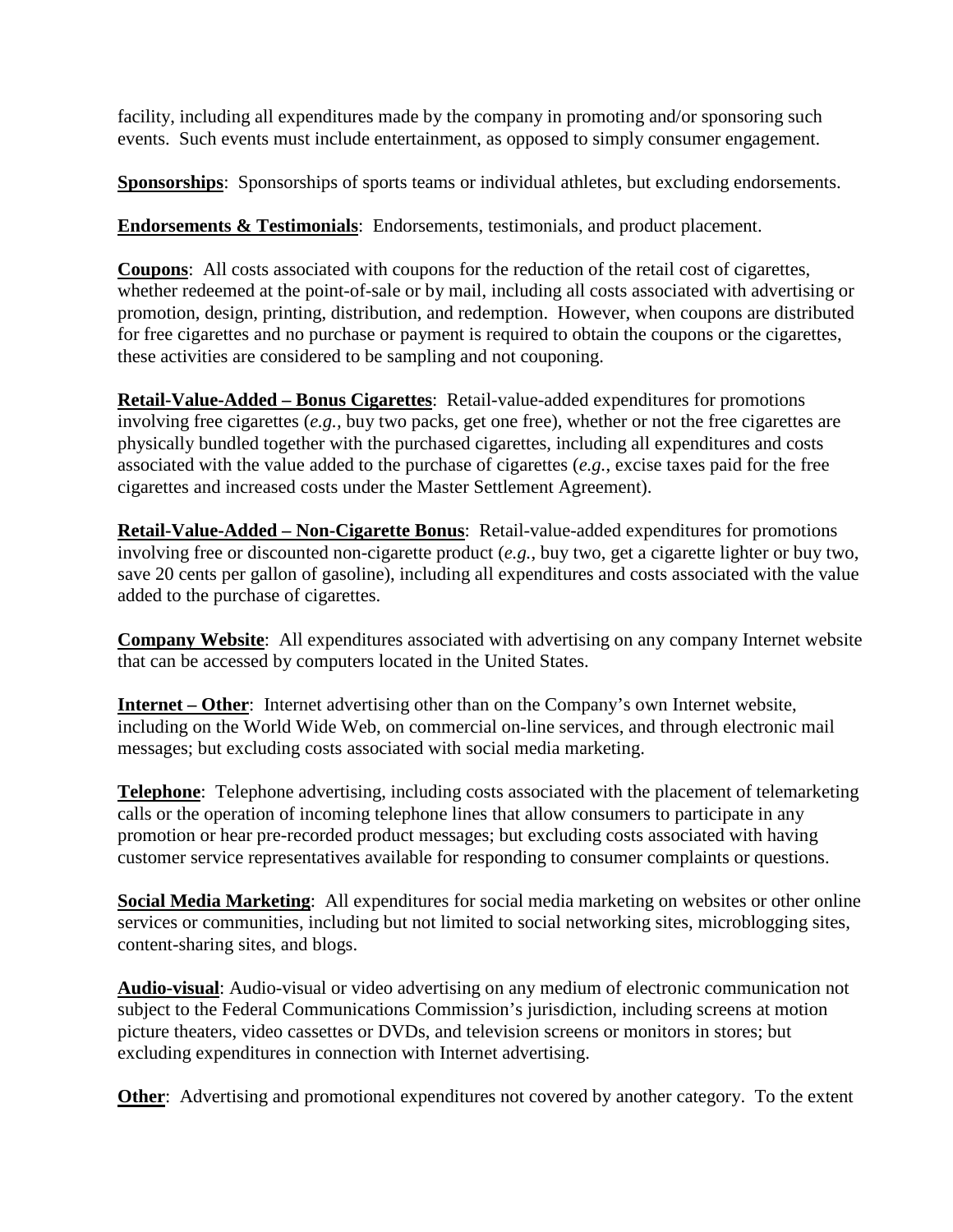facility, including all expenditures made by the company in promoting and/or sponsoring such events. Such events must include entertainment, as opposed to simply consumer engagement.

**Sponsorships**: Sponsorships of sports teams or individual athletes, but excluding endorsements.

**Endorsements & Testimonials**: Endorsements, testimonials, and product placement.

**Coupons**: All costs associated with coupons for the reduction of the retail cost of cigarettes, whether redeemed at the point-of-sale or by mail, including all costs associated with advertising or promotion, design, printing, distribution, and redemption. However, when coupons are distributed for free cigarettes and no purchase or payment is required to obtain the coupons or the cigarettes, these activities are considered to be sampling and not couponing.

**Retail-Value-Added – Bonus Cigarettes**: Retail-value-added expenditures for promotions involving free cigarettes (*e.g.,* buy two packs, get one free), whether or not the free cigarettes are physically bundled together with the purchased cigarettes, including all expenditures and costs associated with the value added to the purchase of cigarettes (*e.g.,* excise taxes paid for the free cigarettes and increased costs under the Master Settlement Agreement).

**Retail-Value-Added – Non-Cigarette Bonus**: Retail-value-added expenditures for promotions involving free or discounted non-cigarette product (*e.g.*, buy two, get a cigarette lighter or buy two, save 20 cents per gallon of gasoline), including all expenditures and costs associated with the value added to the purchase of cigarettes.

**Company Website**: All expenditures associated with advertising on any company Internet website that can be accessed by computers located in the United States.

**Internet – Other**: Internet advertising other than on the Company's own Internet website, including on the World Wide Web, on commercial on-line services, and through electronic mail messages; but excluding costs associated with social media marketing.

**Telephone**: Telephone advertising, including costs associated with the placement of telemarketing calls or the operation of incoming telephone lines that allow consumers to participate in any promotion or hear pre-recorded product messages; but excluding costs associated with having customer service representatives available for responding to consumer complaints or questions.

**Social Media Marketing**: All expenditures for social media marketing on websites or other online services or communities, including but not limited to social networking sites, microblogging sites, content-sharing sites, and blogs.

**Audio-visual**: Audio-visual or video advertising on any medium of electronic communication not subject to the Federal Communications Commission's jurisdiction, including screens at motion picture theaters, video cassettes or DVDs, and television screens or monitors in stores; but excluding expenditures in connection with Internet advertising.

**Other**: Advertising and promotional expenditures not covered by another category. To the extent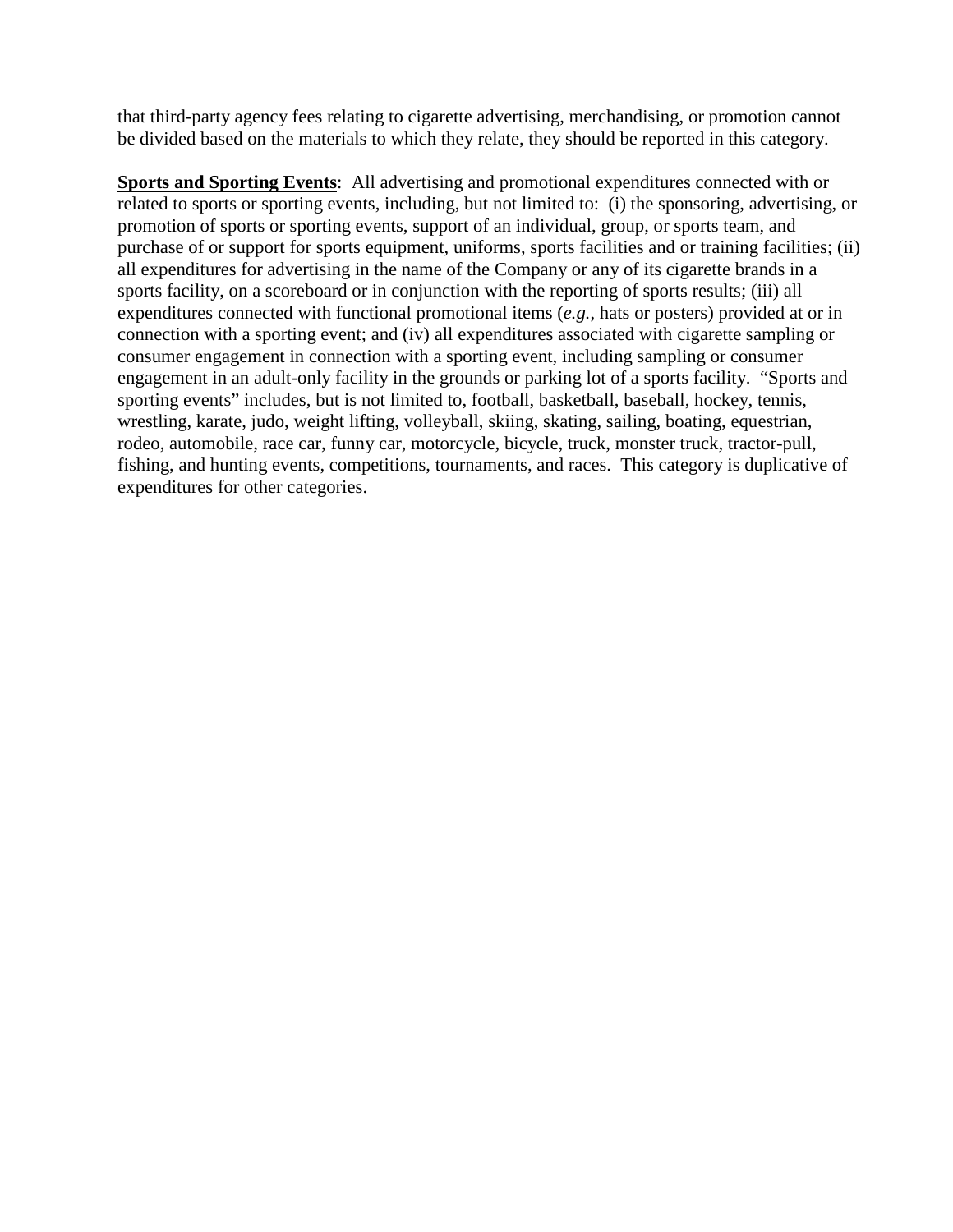that third-party agency fees relating to cigarette advertising, merchandising, or promotion cannot be divided based on the materials to which they relate, they should be reported in this category.

**<u>Sports and Sporting Events</u>**: All advertising and promotional expenditures connected with or related to sports or sporting events, including, but not limited to: (i) the sponsoring, advertising, or promotion of sports or sporting events, support of an individual, group, or sports team, and purchase of or support for sports equipment, uniforms, sports facilities and or training facilities; (ii) all expenditures for advertising in the name of the Company or any of its cigarette brands in a sports facility, on a scoreboard or in conjunction with the reporting of sports results; (iii) all expenditures connected with functional promotional items (*e.g.*, hats or posters) provided at or in connection with a sporting event; and (iv) all expenditures associated with cigarette sampling or consumer engagement in connection with a sporting event, including sampling or consumer engagement in an adult-only facility in the grounds or parking lot of a sports facility. "Sports and sporting events" includes, but is not limited to, football, basketball, baseball, hockey, tennis, wrestling, karate, judo, weight lifting, volleyball, skiing, skating, sailing, boating, equestrian, rodeo, automobile, race car, funny car, motorcycle, bicycle, truck, monster truck, tractor-pull, fishing, and hunting events, competitions, tournaments, and races. This category is duplicative of expenditures for other categories.